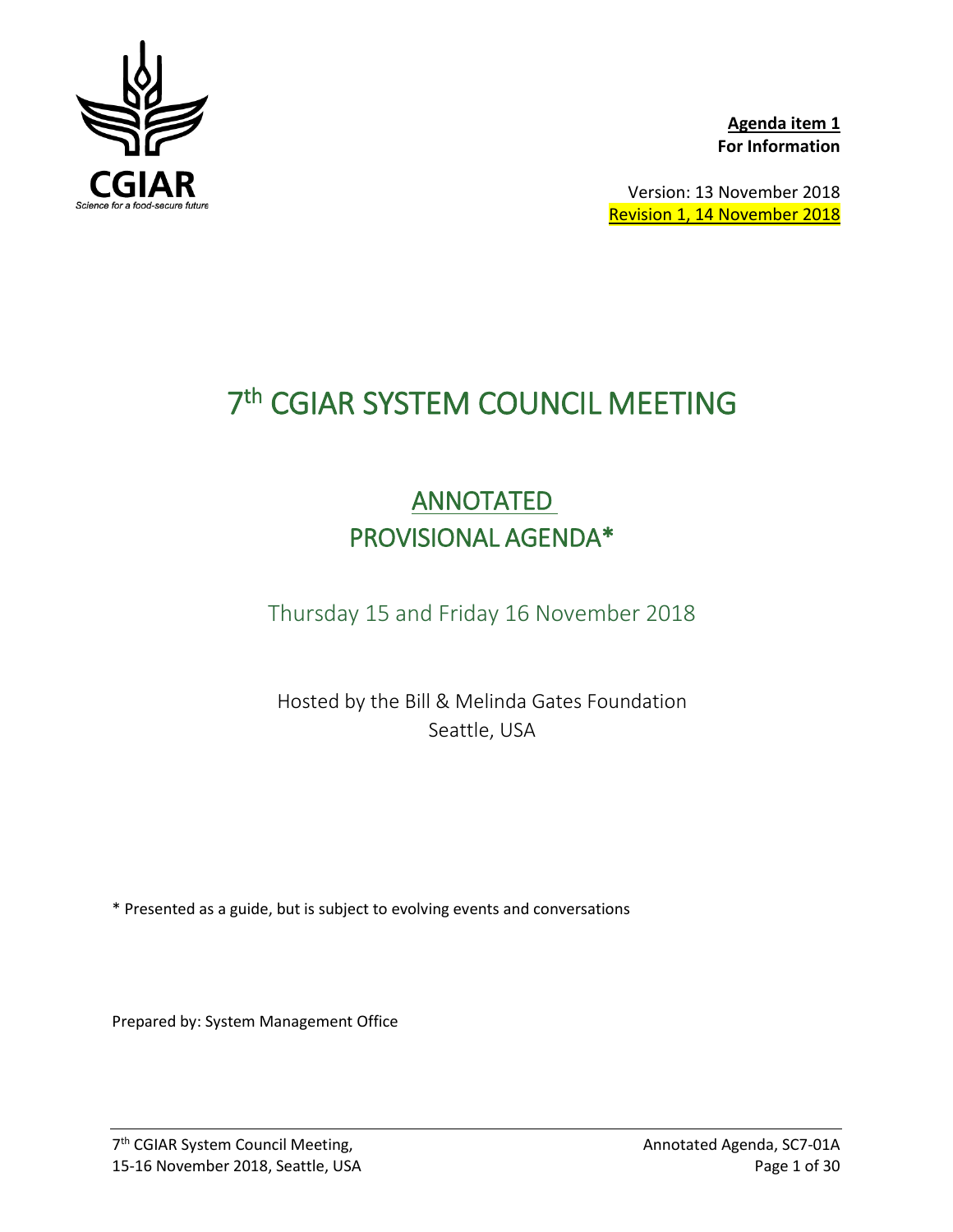CGIAR

Science for a food-secure future

**Agenda item 1**
**For Information**

Version: 13 November 2018
Revision 1, 14 November 2018

# 7th CGIAR SYSTEM COUNCIL MEETING

## ANNOTATED PROVISIONAL AGENDA*

### Thursday 15 and Friday 16 November 2018

Hosted by the Bill & Melinda Gates Foundation
Seattle, USA

* Presented as a guide, but is subject to evolving events and conversations

Prepared by: System Management Office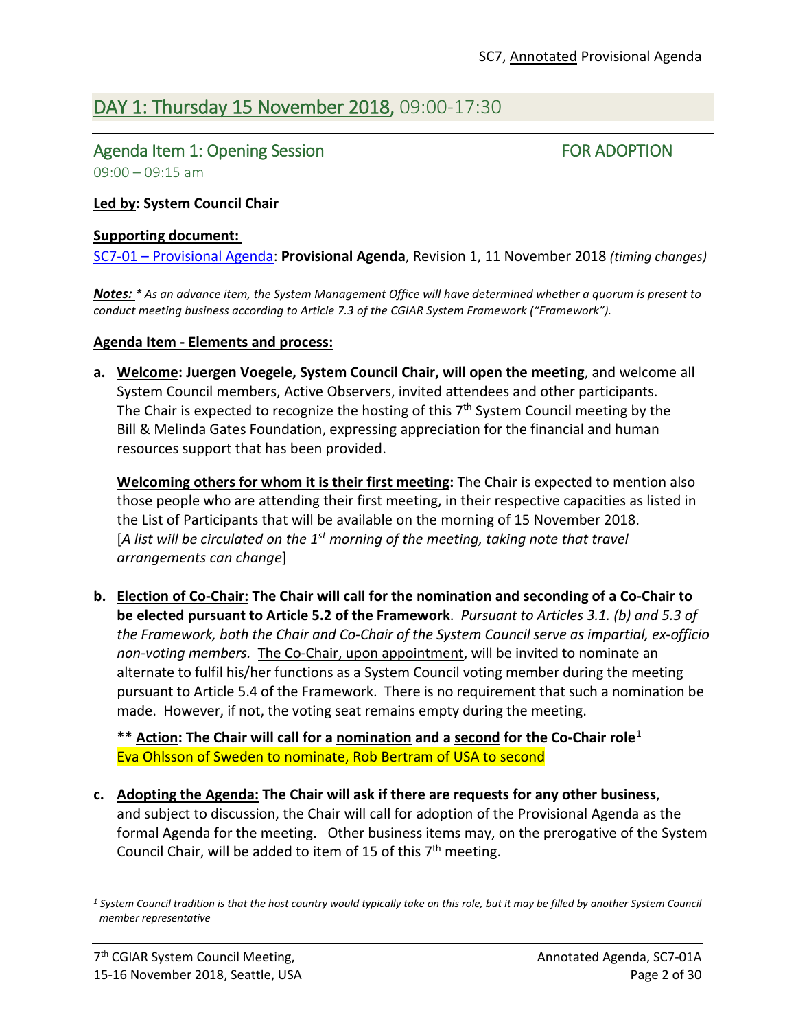## DAY 1: Thursday 15 November 2018, 09:00-17:30

### Agenda Item 1: Opening Session — FOR ADOPTION

09:00 – 09:15 am

**Led by: System Council Chair**

**Supporting document:**

SC7-01 – Provisional Agenda: **Provisional Agenda**, Revision 1, 11 November 2018 *(timing changes)*

***Notes:*** *\* As an advance item, the System Management Office will have determined whether a quorum is present to conduct meeting business according to Article 7.3 of the CGIAR System Framework ("Framework").*

**Agenda Item - Elements and process:**

a. **Welcome: Juergen Voegele, System Council Chair, will open the meeting**, and welcome all System Council members, Active Observers, invited attendees and other participants. The Chair is expected to recognize the hosting of this 7th System Council meeting by the Bill & Melinda Gates Foundation, expressing appreciation for the financial and human resources support that has been provided.

   **Welcoming others for whom it is their first meeting:** The Chair is expected to mention also those people who are attending their first meeting, in their respective capacities as listed in the List of Participants that will be available on the morning of 15 November 2018. [*A list will be circulated on the 1st morning of the meeting, taking note that travel arrangements can change*]

b. **Election of Co-Chair: The Chair will call for the nomination and seconding of a Co-Chair to be elected pursuant to Article 5.2 of the Framework**. *Pursuant to Articles 3.1. (b) and 5.3 of the Framework, both the Chair and Co-Chair of the System Council serve as impartial, ex-officio non-voting members.* The Co-Chair, upon appointment, will be invited to nominate an alternate to fulfil his/her functions as a System Council voting member during the meeting pursuant to Article 5.4 of the Framework. There is no requirement that such a nomination be made. However, if not, the voting seat remains empty during the meeting.

   **\*\* Action: The Chair will call for a nomination and a second for the Co-Chair role**[1]
   Eva Ohlsson of Sweden to nominate, Rob Bertram of USA to second

c. **Adopting the Agenda: The Chair will ask if there are requests for any other business**, and subject to discussion, the Chair will call for adoption of the Provisional Agenda as the formal Agenda for the meeting. Other business items may, on the prerogative of the System Council Chair, will be added to item of 15 of this 7th meeting.

---

[1] *System Council tradition is that the host country would typically take on this role, but it may be filled by another System Council member representative*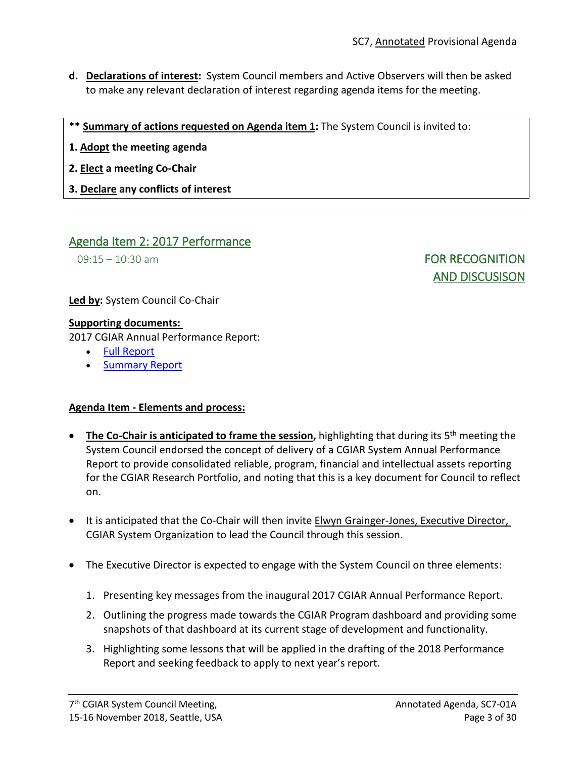**d. Declarations of interest:** System Council members and Active Observers will then be asked to make any relevant declaration of interest regarding agenda items for the meeting.

> ** **Summary of actions requested on Agenda item 1:** The System Council is invited to:
>
> **1. Adopt the meeting agenda**
>
> **2. Elect a meeting Co-Chair**
>
> **3. Declare any conflicts of interest**

---

## Agenda Item 2: 2017 Performance

09:15 – 10:30 am

FOR RECOGNITION AND DISCUSISON

**Led by:** System Council Co-Chair

**Supporting documents:**

2017 CGIAR Annual Performance Report:

- Full Report
- Summary Report

**Agenda Item - Elements and process:**

- **The Co-Chair is anticipated to frame the session,** highlighting that during its 5th meeting the System Council endorsed the concept of delivery of a CGIAR System Annual Performance Report to provide consolidated reliable, program, financial and intellectual assets reporting for the CGIAR Research Portfolio, and noting that this is a key document for Council to reflect on.

- It is anticipated that the Co-Chair will then invite Elwyn Grainger-Jones, Executive Director, CGIAR System Organization to lead the Council through this session.

- The Executive Director is expected to engage with the System Council on three elements:

  1. Presenting key messages from the inaugural 2017 CGIAR Annual Performance Report.
  2. Outlining the progress made towards the CGIAR Program dashboard and providing some snapshots of that dashboard at its current stage of development and functionality.
  3. Highlighting some lessons that will be applied in the drafting of the 2018 Performance Report and seeking feedback to apply to next year's report.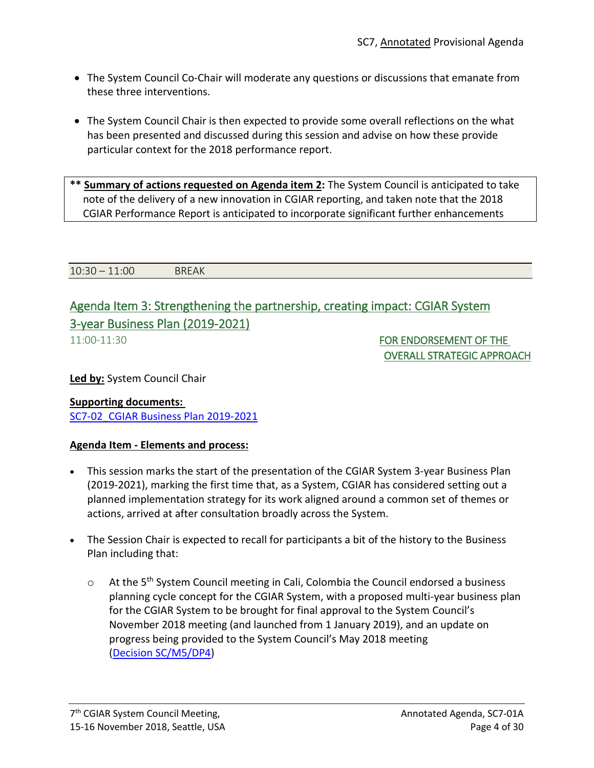- The System Council Co-Chair will moderate any questions or discussions that emanate from these three interventions.

- The System Council Chair is then expected to provide some overall reflections on the what has been presented and discussed during this session and advise on how these provide particular context for the 2018 performance report.

> ** **Summary of actions requested on Agenda item 2:** The System Council is anticipated to take note of the delivery of a new innovation in CGIAR reporting, and taken note that the 2018 CGIAR Performance Report is anticipated to incorporate significant further enhancements

| 10:30 – 11:00 | BREAK |
|---|---|

## Agenda Item 3: Strengthening the partnership, creating impact: CGIAR System 3-year Business Plan (2019-2021)

11:00-11:30 — FOR ENDORSEMENT OF THE OVERALL STRATEGIC APPROACH

**Led by:** System Council Chair

**Supporting documents:**
SC7-02_CGIAR Business Plan 2019-2021

**Agenda Item - Elements and process:**

- This session marks the start of the presentation of the CGIAR System 3-year Business Plan (2019-2021), marking the first time that, as a System, CGIAR has considered setting out a planned implementation strategy for its work aligned around a common set of themes or actions, arrived at after consultation broadly across the System.

- The Session Chair is expected to recall for participants a bit of the history to the Business Plan including that:
  - At the 5th System Council meeting in Cali, Colombia the Council endorsed a business planning cycle concept for the CGIAR System, with a proposed multi-year business plan for the CGIAR System to be brought for final approval to the System Council's November 2018 meeting (and launched from 1 January 2019), and an update on progress being provided to the System Council's May 2018 meeting (Decision SC/M5/DP4)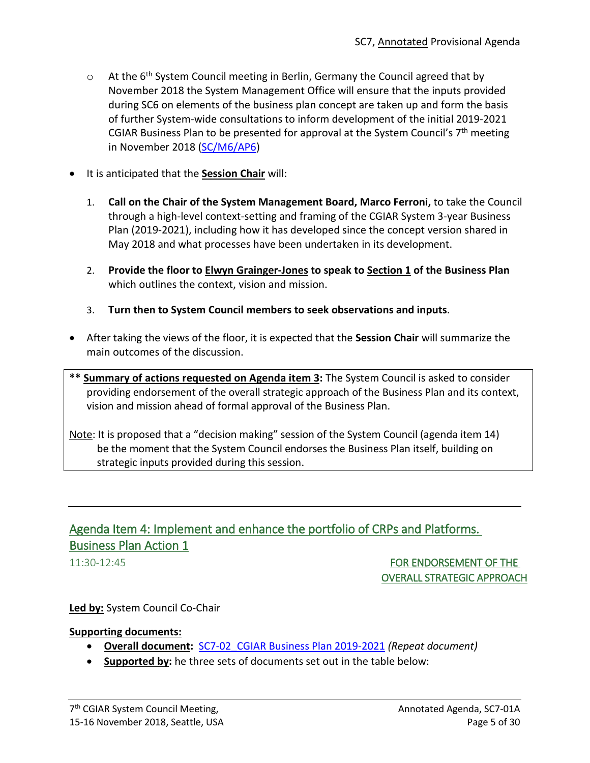- At the 6th System Council meeting in Berlin, Germany the Council agreed that by November 2018 the System Management Office will ensure that the inputs provided during SC6 on elements of the business plan concept are taken up and form the basis of further System-wide consultations to inform development of the initial 2019-2021 CGIAR Business Plan to be presented for approval at the System Council's 7th meeting in November 2018 (SC/M6/AP6)

- It is anticipated that the **Session Chair** will:

  1. **Call on the Chair of the System Management Board, Marco Ferroni,** to take the Council through a high-level context-setting and framing of the CGIAR System 3-year Business Plan (2019-2021), including how it has developed since the concept version shared in May 2018 and what processes have been undertaken in its development.

  2. **Provide the floor to Elwyn Grainger-Jones to speak to Section 1 of the Business Plan** which outlines the context, vision and mission.

  3. **Turn then to System Council members to seek observations and inputs**.

- After taking the views of the floor, it is expected that the **Session Chair** will summarize the main outcomes of the discussion.

**** Summary of actions requested on Agenda item 3:** The System Council is asked to consider providing endorsement of the overall strategic approach of the Business Plan and its context, vision and mission ahead of formal approval of the Business Plan.

Note: It is proposed that a "decision making" session of the System Council (agenda item 14) be the moment that the System Council endorses the Business Plan itself, building on strategic inputs provided during this session.

---

## Agenda Item 4: Implement and enhance the portfolio of CRPs and Platforms. Business Plan Action 1

11:30-12:45

FOR ENDORSEMENT OF THE OVERALL STRATEGIC APPROACH

**Led by:** System Council Co-Chair

**Supporting documents:**

- **Overall document:** SC7-02_CGIAR Business Plan 2019-2021 *(Repeat document)*
- **Supported by:** he three sets of documents set out in the table below: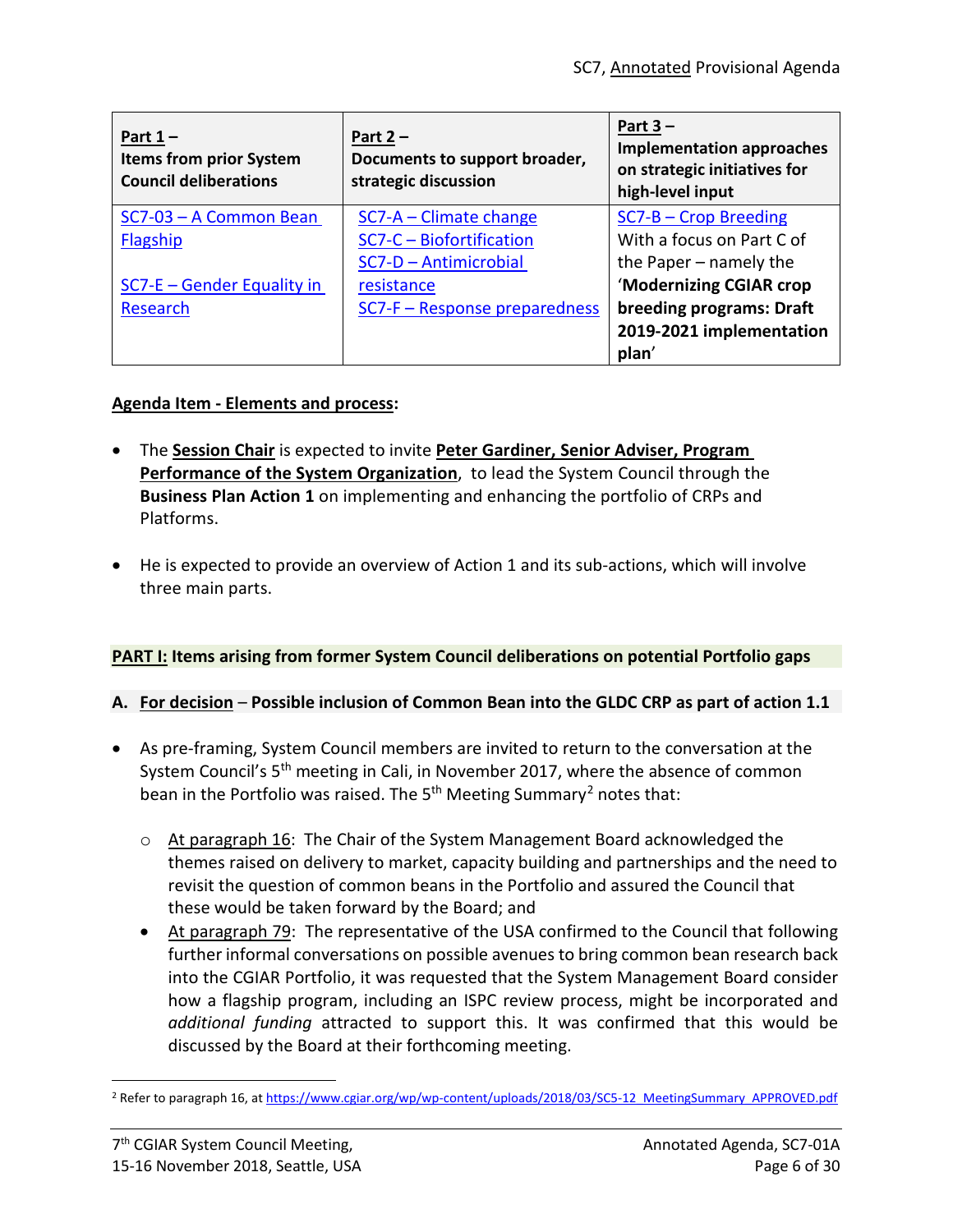| **Part 1 –**<br>**Items from prior System Council deliberations** | **Part 2 –**<br>**Documents to support broader, strategic discussion** | **Part 3 –**<br>**Implementation approaches on strategic initiatives for high-level input** |
|---|---|---|
| SC7-03 – A Common Bean Flagship<br><br>SC7-E – Gender Equality in Research | SC7-A – Climate change<br>SC7-C – Biofortification<br>SC7-D – Antimicrobial resistance<br>SC7-F – Response preparedness | SC7-B – Crop Breeding<br>With a focus on Part C of the Paper – namely the '**Modernizing CGIAR crop breeding programs: Draft 2019-2021 implementation plan**' |

**Agenda Item - Elements and process:**

- The **Session Chair** is expected to invite **Peter Gardiner, Senior Adviser, Program Performance of the System Organization**, to lead the System Council through the **Business Plan Action 1** on implementing and enhancing the portfolio of CRPs and Platforms.

- He is expected to provide an overview of Action 1 and its sub-actions, which will involve three main parts.

**PART I: Items arising from former System Council deliberations on potential Portfolio gaps**

**A. For decision – Possible inclusion of Common Bean into the GLDC CRP as part of action 1.1**

- As pre-framing, System Council members are invited to return to the conversation at the System Council's 5th meeting in Cali, in November 2017, where the absence of common bean in the Portfolio was raised. The 5th Meeting Summary[2] notes that:
  - At paragraph 16: The Chair of the System Management Board acknowledged the themes raised on delivery to market, capacity building and partnerships and the need to revisit the question of common beans in the Portfolio and assured the Council that these would be taken forward by the Board; and
  - At paragraph 79: The representative of the USA confirmed to the Council that following further informal conversations on possible avenues to bring common bean research back into the CGIAR Portfolio, it was requested that the System Management Board consider how a flagship program, including an ISPC review process, might be incorporated and *additional funding* attracted to support this. It was confirmed that this would be discussed by the Board at their forthcoming meeting.

[2] Refer to paragraph 16, at https://www.cgiar.org/wp/wp-content/uploads/2018/03/SC5-12_MeetingSummary_APPROVED.pdf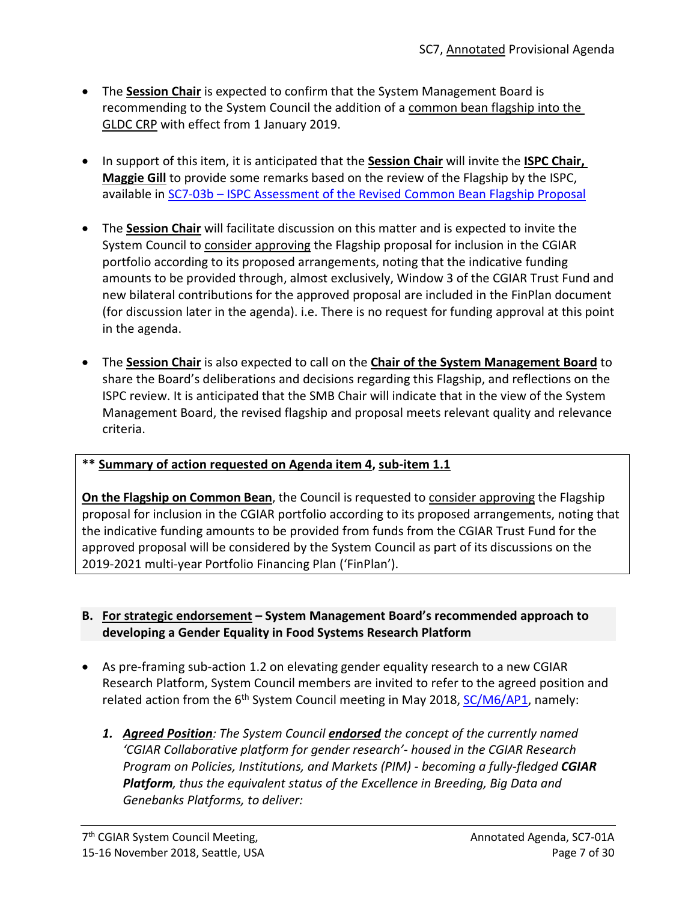- The **Session Chair** is expected to confirm that the System Management Board is recommending to the System Council the addition of a common bean flagship into the GLDC CRP with effect from 1 January 2019.

- In support of this item, it is anticipated that the **Session Chair** will invite the **ISPC Chair, Maggie Gill** to provide some remarks based on the review of the Flagship by the ISPC, available in SC7-03b – ISPC Assessment of the Revised Common Bean Flagship Proposal

- The **Session Chair** will facilitate discussion on this matter and is expected to invite the System Council to consider approving the Flagship proposal for inclusion in the CGIAR portfolio according to its proposed arrangements, noting that the indicative funding amounts to be provided through, almost exclusively, Window 3 of the CGIAR Trust Fund and new bilateral contributions for the approved proposal are included in the FinPlan document (for discussion later in the agenda). i.e. There is no request for funding approval at this point in the agenda.

- The **Session Chair** is also expected to call on the **Chair of the System Management Board** to share the Board's deliberations and decisions regarding this Flagship, and reflections on the ISPC review. It is anticipated that the SMB Chair will indicate that in the view of the System Management Board, the revised flagship and proposal meets relevant quality and relevance criteria.

> **\*\* Summary of action requested on Agenda item 4, sub-item 1.1**
>
> **On the Flagship on Common Bean**, the Council is requested to consider approving the Flagship proposal for inclusion in the CGIAR portfolio according to its proposed arrangements, noting that the indicative funding amounts to be provided from funds from the CGIAR Trust Fund for the approved proposal will be considered by the System Council as part of its discussions on the 2019-2021 multi-year Portfolio Financing Plan ('FinPlan').

## B. For strategic endorsement – System Management Board's recommended approach to developing a Gender Equality in Food Systems Research Platform

- As pre-framing sub-action 1.2 on elevating gender equality research to a new CGIAR Research Platform, System Council members are invited to refer to the agreed position and related action from the 6th System Council meeting in May 2018, SC/M6/AP1, namely:

    1. ***Agreed Position****: The System Council* ***endorsed*** *the concept of the currently named 'CGIAR Collaborative platform for gender research'- housed in the CGIAR Research Program on Policies, Institutions, and Markets (PIM) - becoming a fully-fledged* ***CGIAR Platform****, thus the equivalent status of the Excellence in Breeding, Big Data and Genebanks Platforms, to deliver:*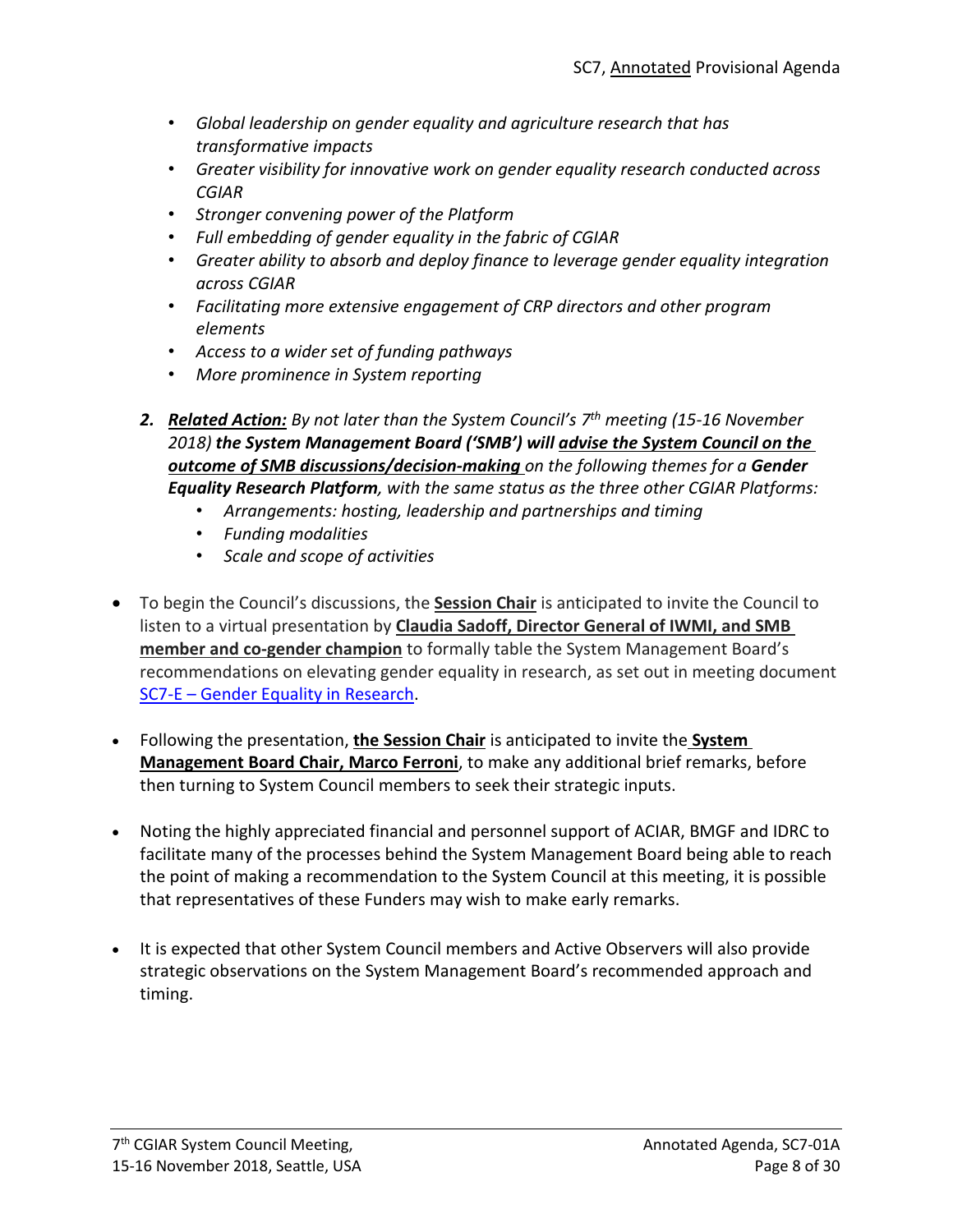- *Global leadership on gender equality and agriculture research that has transformative impacts*
- *Greater visibility for innovative work on gender equality research conducted across CGIAR*
- *Stronger convening power of the Platform*
- *Full embedding of gender equality in the fabric of CGIAR*
- *Greater ability to absorb and deploy finance to leverage gender equality integration across CGIAR*
- *Facilitating more extensive engagement of CRP directors and other program elements*
- *Access to a wider set of funding pathways*
- *More prominence in System reporting*

2. ***Related Action:*** *By not later than the System Council's 7th meeting (15-16 November 2018)* ***the System Management Board ('SMB') will advise the System Council on the outcome of SMB discussions/decision-making*** *on the following themes for a* ***Gender Equality Research Platform****, with the same status as the three other CGIAR Platforms:*
    - *Arrangements: hosting, leadership and partnerships and timing*
    - *Funding modalities*
    - *Scale and scope of activities*

- To begin the Council's discussions, the **Session Chair** is anticipated to invite the Council to listen to a virtual presentation by **Claudia Sadoff, Director General of IWMI, and SMB member and co-gender champion** to formally table the System Management Board's recommendations on elevating gender equality in research, as set out in meeting document SC7-E – Gender Equality in Research.

- Following the presentation, **the Session Chair** is anticipated to invite the **System Management Board Chair, Marco Ferroni**, to make any additional brief remarks, before then turning to System Council members to seek their strategic inputs.

- Noting the highly appreciated financial and personnel support of ACIAR, BMGF and IDRC to facilitate many of the processes behind the System Management Board being able to reach the point of making a recommendation to the System Council at this meeting, it is possible that representatives of these Funders may wish to make early remarks.

- It is expected that other System Council members and Active Observers will also provide strategic observations on the System Management Board's recommended approach and timing.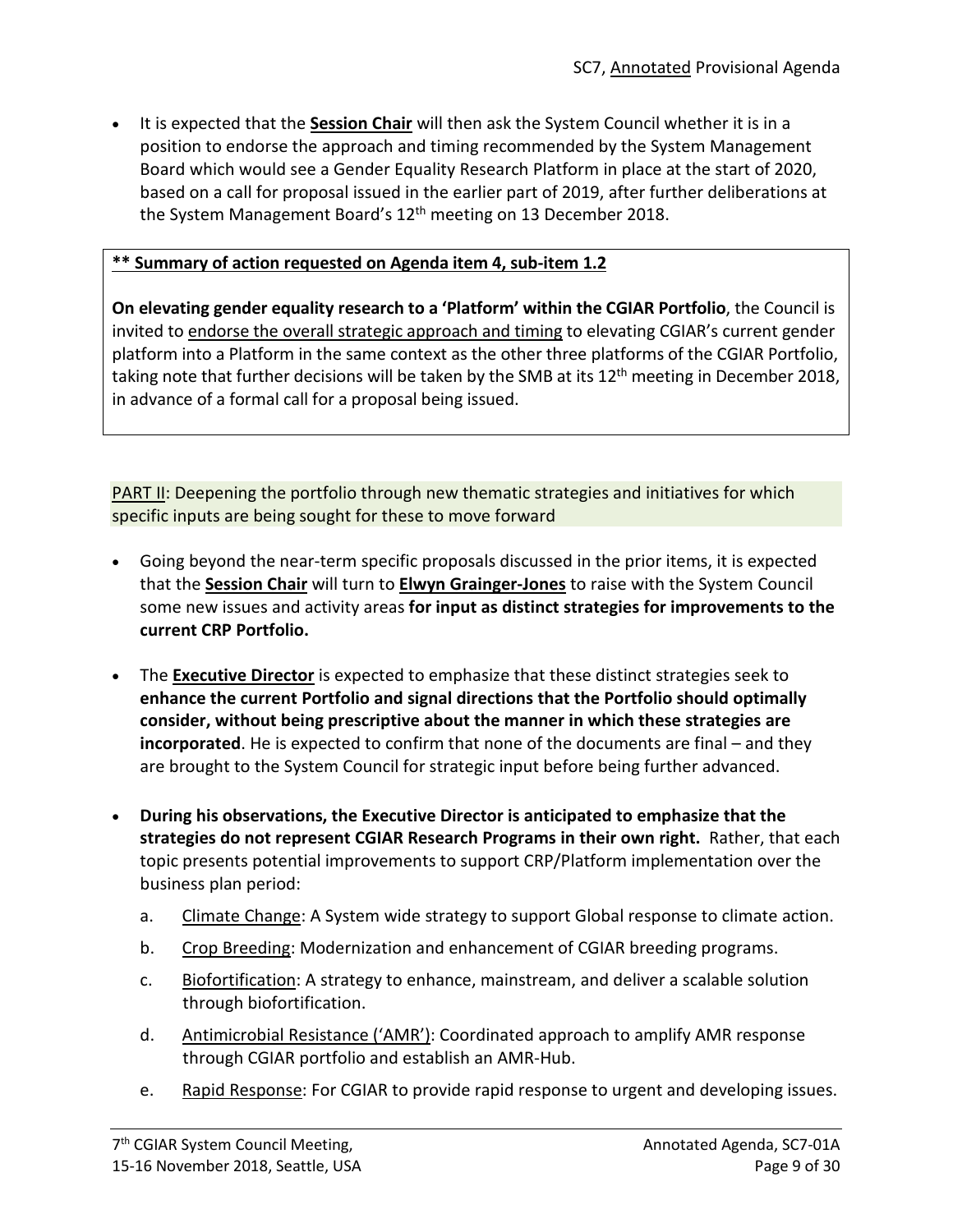- It is expected that the **Session Chair** will then ask the System Council whether it is in a position to endorse the approach and timing recommended by the System Management Board which would see a Gender Equality Research Platform in place at the start of 2020, based on a call for proposal issued in the earlier part of 2019, after further deliberations at the System Management Board's 12th meeting on 13 December 2018.

**** Summary of action requested on Agenda item 4, sub-item 1.2**

**On elevating gender equality research to a 'Platform' within the CGIAR Portfolio**, the Council is invited to endorse the overall strategic approach and timing to elevating CGIAR's current gender platform into a Platform in the same context as the other three platforms of the CGIAR Portfolio, taking note that further decisions will be taken by the SMB at its 12th meeting in December 2018, in advance of a formal call for a proposal being issued.

PART II: Deepening the portfolio through new thematic strategies and initiatives for which specific inputs are being sought for these to move forward

- Going beyond the near-term specific proposals discussed in the prior items, it is expected that the **Session Chair** will turn to **Elwyn Grainger-Jones** to raise with the System Council some new issues and activity areas **for input as distinct strategies for improvements to the current CRP Portfolio.**

- The **Executive Director** is expected to emphasize that these distinct strategies seek to **enhance the current Portfolio and signal directions that the Portfolio should optimally consider, without being prescriptive about the manner in which these strategies are incorporated**. He is expected to confirm that none of the documents are final – and they are brought to the System Council for strategic input before being further advanced.

- **During his observations, the Executive Director is anticipated to emphasize that the strategies do not represent CGIAR Research Programs in their own right.** Rather, that each topic presents potential improvements to support CRP/Platform implementation over the business plan period:
  a. Climate Change: A System wide strategy to support Global response to climate action.
  b. Crop Breeding: Modernization and enhancement of CGIAR breeding programs.
  c. Biofortification: A strategy to enhance, mainstream, and deliver a scalable solution through biofortification.
  d. Antimicrobial Resistance ('AMR'): Coordinated approach to amplify AMR response through CGIAR portfolio and establish an AMR-Hub.
  e. Rapid Response: For CGIAR to provide rapid response to urgent and developing issues.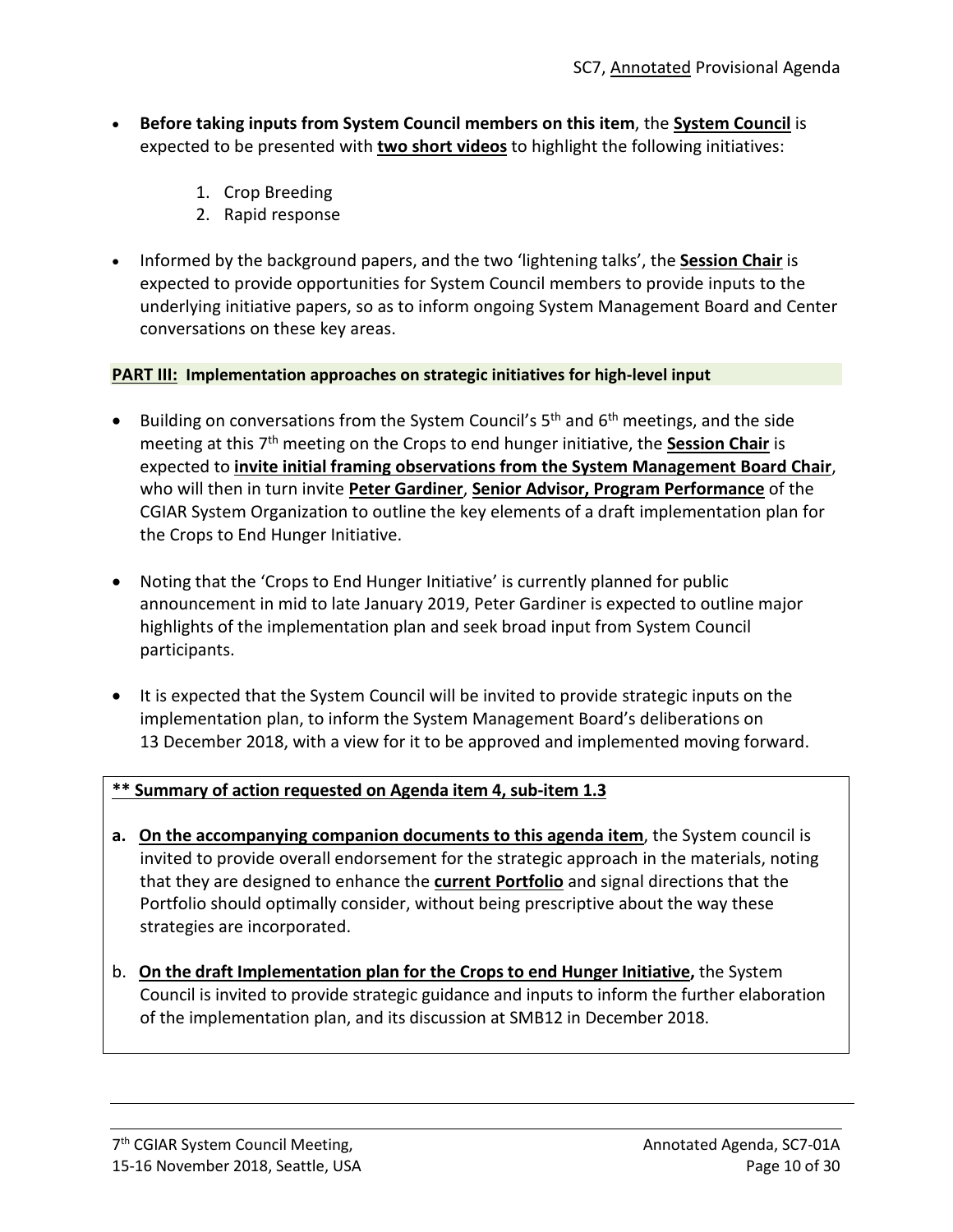- **Before taking inputs from System Council members on this item**, the **System Council** is expected to be presented with **two short videos** to highlight the following initiatives:

    1. Crop Breeding
    2. Rapid response

- Informed by the background papers, and the two 'lightening talks', the **Session Chair** is expected to provide opportunities for System Council members to provide inputs to the underlying initiative papers, so as to inform ongoing System Management Board and Center conversations on these key areas.

**PART III: Implementation approaches on strategic initiatives for high-level input**

- Building on conversations from the System Council's 5th and 6th meetings, and the side meeting at this 7th meeting on the Crops to end hunger initiative, the **Session Chair** is expected to **invite initial framing observations from the System Management Board Chair**, who will then in turn invite **Peter Gardiner**, **Senior Advisor, Program Performance** of the CGIAR System Organization to outline the key elements of a draft implementation plan for the Crops to End Hunger Initiative.

- Noting that the 'Crops to End Hunger Initiative' is currently planned for public announcement in mid to late January 2019, Peter Gardiner is expected to outline major highlights of the implementation plan and seek broad input from System Council participants.

- It is expected that the System Council will be invited to provide strategic inputs on the implementation plan, to inform the System Management Board's deliberations on 13 December 2018, with a view for it to be approved and implemented moving forward.

**\*\* Summary of action requested on Agenda item 4, sub-item 1.3**

a. **On the accompanying companion documents to this agenda item**, the System council is invited to provide overall endorsement for the strategic approach in the materials, noting that they are designed to enhance the **current Portfolio** and signal directions that the Portfolio should optimally consider, without being prescriptive about the way these strategies are incorporated.

b. **On the draft Implementation plan for the Crops to end Hunger Initiative,** the System Council is invited to provide strategic guidance and inputs to inform the further elaboration of the implementation plan, and its discussion at SMB12 in December 2018.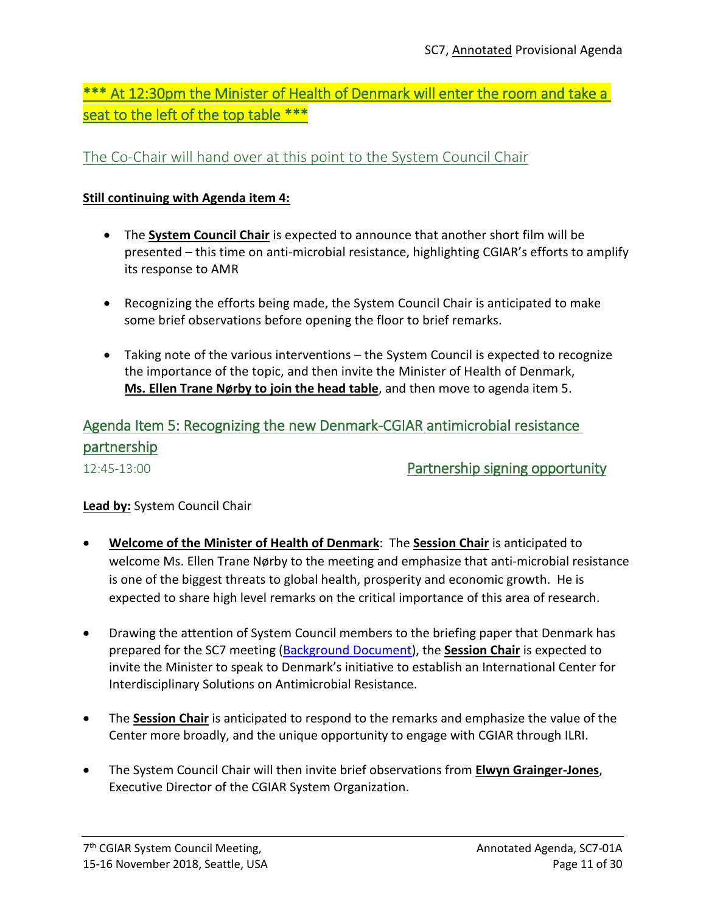**\*\*\* At 12:30pm the Minister of Health of Denmark will enter the room and take a seat to the left of the top table \*\*\***

The Co-Chair will hand over at this point to the System Council Chair

**Still continuing with Agenda item 4:**

- The **System Council Chair** is expected to announce that another short film will be presented – this time on anti-microbial resistance, highlighting CGIAR's efforts to amplify its response to AMR
- Recognizing the efforts being made, the System Council Chair is anticipated to make some brief observations before opening the floor to brief remarks.
- Taking note of the various interventions – the System Council is expected to recognize the importance of the topic, and then invite the Minister of Health of Denmark, **Ms. Ellen Trane Nørby to join the head table**, and then move to agenda item 5.

## Agenda Item 5: Recognizing the new Denmark-CGIAR antimicrobial resistance partnership

12:45-13:00 — Partnership signing opportunity

**Lead by:** System Council Chair

- **Welcome of the Minister of Health of Denmark**: The **Session Chair** is anticipated to welcome Ms. Ellen Trane Nørby to the meeting and emphasize that anti-microbial resistance is one of the biggest threats to global health, prosperity and economic growth. He is expected to share high level remarks on the critical importance of this area of research.
- Drawing the attention of System Council members to the briefing paper that Denmark has prepared for the SC7 meeting (Background Document), the **Session Chair** is expected to invite the Minister to speak to Denmark's initiative to establish an International Center for Interdisciplinary Solutions on Antimicrobial Resistance.
- The **Session Chair** is anticipated to respond to the remarks and emphasize the value of the Center more broadly, and the unique opportunity to engage with CGIAR through ILRI.
- The System Council Chair will then invite brief observations from **Elwyn Grainger-Jones**, Executive Director of the CGIAR System Organization.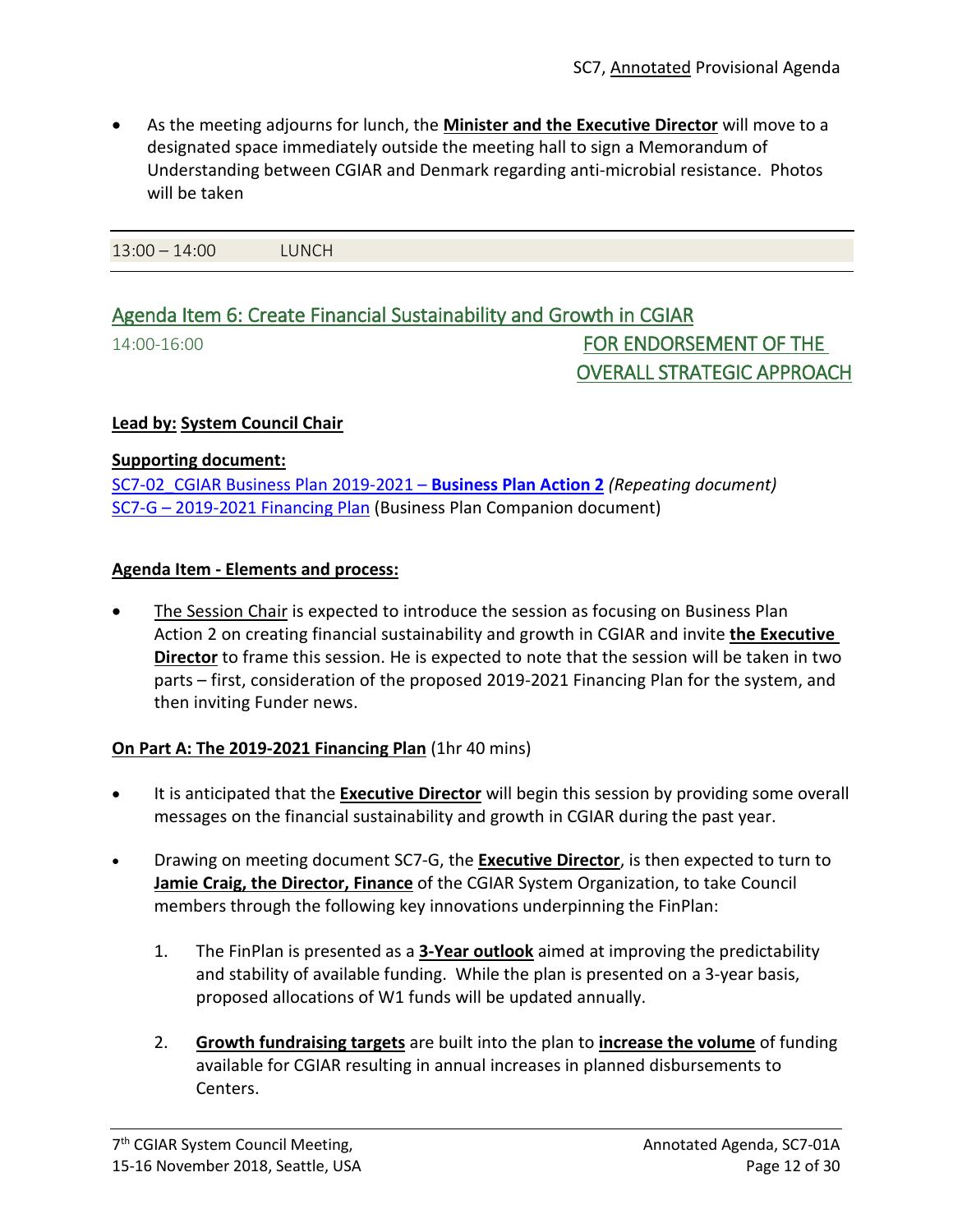- As the meeting adjourns for lunch, the **Minister and the Executive Director** will move to a designated space immediately outside the meeting hall to sign a Memorandum of Understanding between CGIAR and Denmark regarding anti-microbial resistance. Photos will be taken

| 13:00 – 14:00 | LUNCH |
|---|---|

## Agenda Item 6: Create Financial Sustainability and Growth in CGIAR

14:00-16:00 FOR ENDORSEMENT OF THE OVERALL STRATEGIC APPROACH

**Lead by: System Council Chair**

**Supporting document:**

SC7-02_CGIAR Business Plan 2019-2021 – **Business Plan Action 2** *(Repeating document)*
SC7-G – 2019-2021 Financing Plan (Business Plan Companion document)

**Agenda Item - Elements and process:**

- The Session Chair is expected to introduce the session as focusing on Business Plan Action 2 on creating financial sustainability and growth in CGIAR and invite **the Executive Director** to frame this session. He is expected to note that the session will be taken in two parts – first, consideration of the proposed 2019-2021 Financing Plan for the system, and then inviting Funder news.

**On Part A: The 2019-2021 Financing Plan** (1hr 40 mins)

- It is anticipated that the **Executive Director** will begin this session by providing some overall messages on the financial sustainability and growth in CGIAR during the past year.
- Drawing on meeting document SC7-G, the **Executive Director**, is then expected to turn to **Jamie Craig, the Director, Finance** of the CGIAR System Organization, to take Council members through the following key innovations underpinning the FinPlan:
    1. The FinPlan is presented as a **3-Year outlook** aimed at improving the predictability and stability of available funding. While the plan is presented on a 3-year basis, proposed allocations of W1 funds will be updated annually.
    2. **Growth fundraising targets** are built into the plan to **increase the volume** of funding available for CGIAR resulting in annual increases in planned disbursements to Centers.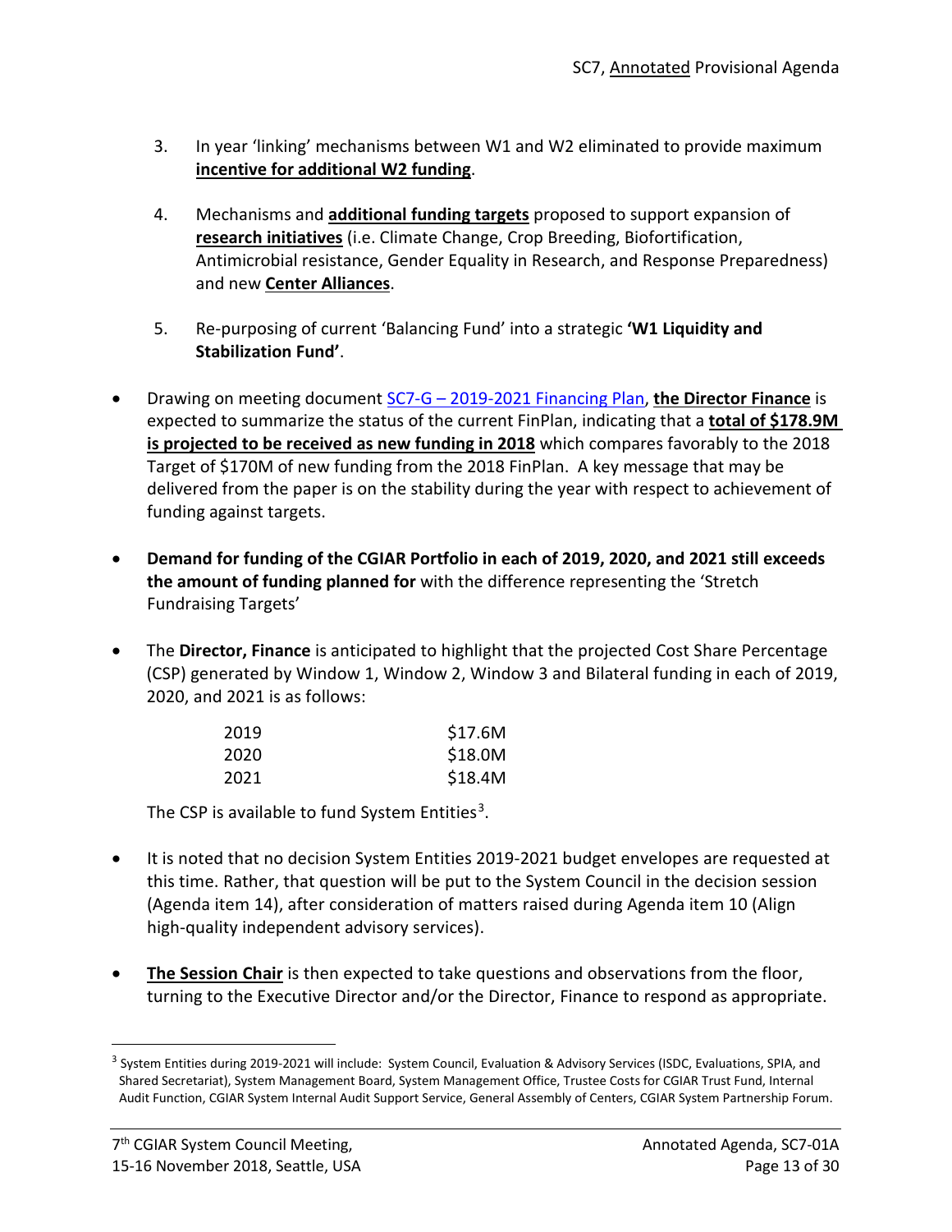3. In year 'linking' mechanisms between W1 and W2 eliminated to provide maximum **incentive for additional W2 funding**.

4. Mechanisms and **additional funding targets** proposed to support expansion of **research initiatives** (i.e. Climate Change, Crop Breeding, Biofortification, Antimicrobial resistance, Gender Equality in Research, and Response Preparedness) and new **Center Alliances**.

5. Re-purposing of current 'Balancing Fund' into a strategic **'W1 Liquidity and Stabilization Fund'**.

- Drawing on meeting document SC7-G – 2019-2021 Financing Plan, **the Director Finance** is expected to summarize the status of the current FinPlan, indicating that a **total of $178.9M is projected to be received as new funding in 2018** which compares favorably to the 2018 Target of $170M of new funding from the 2018 FinPlan. A key message that may be delivered from the paper is on the stability during the year with respect to achievement of funding against targets.

- **Demand for funding of the CGIAR Portfolio in each of 2019, 2020, and 2021 still exceeds the amount of funding planned for** with the difference representing the 'Stretch Fundraising Targets'

- The **Director, Finance** is anticipated to highlight that the projected Cost Share Percentage (CSP) generated by Window 1, Window 2, Window 3 and Bilateral funding in each of 2019, 2020, and 2021 is as follows:

| | |
|---|---|
| 2019 | $17.6M |
| 2020 | $18.0M |
| 2021 | $18.4M |

  The CSP is available to fund System Entities[3].

- It is noted that no decision System Entities 2019-2021 budget envelopes are requested at this time. Rather, that question will be put to the System Council in the decision session (Agenda item 14), after consideration of matters raised during Agenda item 10 (Align high-quality independent advisory services).

- **The Session Chair** is then expected to take questions and observations from the floor, turning to the Executive Director and/or the Director, Finance to respond as appropriate.

[3] System Entities during 2019-2021 will include: System Council, Evaluation & Advisory Services (ISDC, Evaluations, SPIA, and Shared Secretariat), System Management Board, System Management Office, Trustee Costs for CGIAR Trust Fund, Internal Audit Function, CGIAR System Internal Audit Support Service, General Assembly of Centers, CGIAR System Partnership Forum.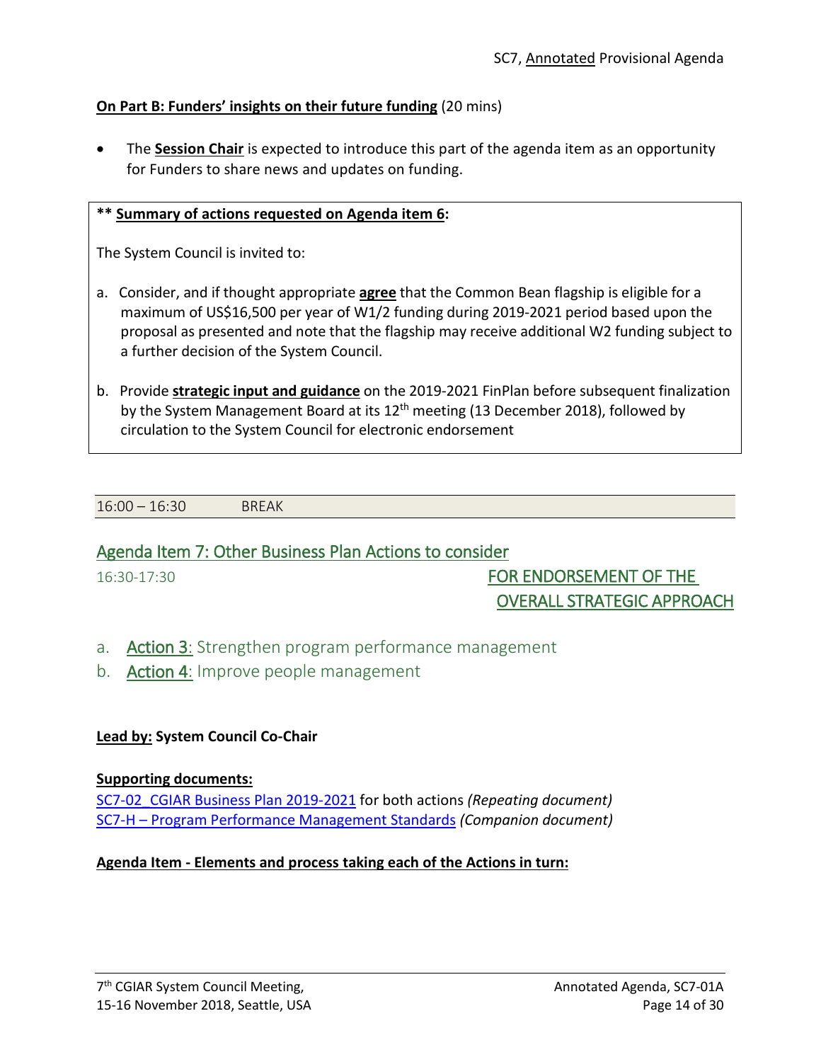**On Part B: Funders' insights on their future funding** (20 mins)

- The **Session Chair** is expected to introduce this part of the agenda item as an opportunity for Funders to share news and updates on funding.

> **\*\* Summary of actions requested on Agenda item 6:**
>
> The System Council is invited to:
>
> a. Consider, and if thought appropriate **agree** that the Common Bean flagship is eligible for a maximum of US$16,500 per year of W1/2 funding during 2019-2021 period based upon the proposal as presented and note that the flagship may receive additional W2 funding subject to a further decision of the System Council.
>
> b. Provide **strategic input and guidance** on the 2019-2021 FinPlan before subsequent finalization by the System Management Board at its 12th meeting (13 December 2018), followed by circulation to the System Council for electronic endorsement

| 16:00 – 16:30 | BREAK |
|---|---|

## Agenda Item 7: Other Business Plan Actions to consider

16:30-17:30 — FOR ENDORSEMENT OF THE OVERALL STRATEGIC APPROACH

a. Action 3: Strengthen program performance management
b. Action 4: Improve people management

**Lead by: System Council Co-Chair**

**Supporting documents:**
SC7-02_CGIAR Business Plan 2019-2021 for both actions *(Repeating document)*
SC7-H – Program Performance Management Standards *(Companion document)*

**Agenda Item - Elements and process taking each of the Actions in turn:**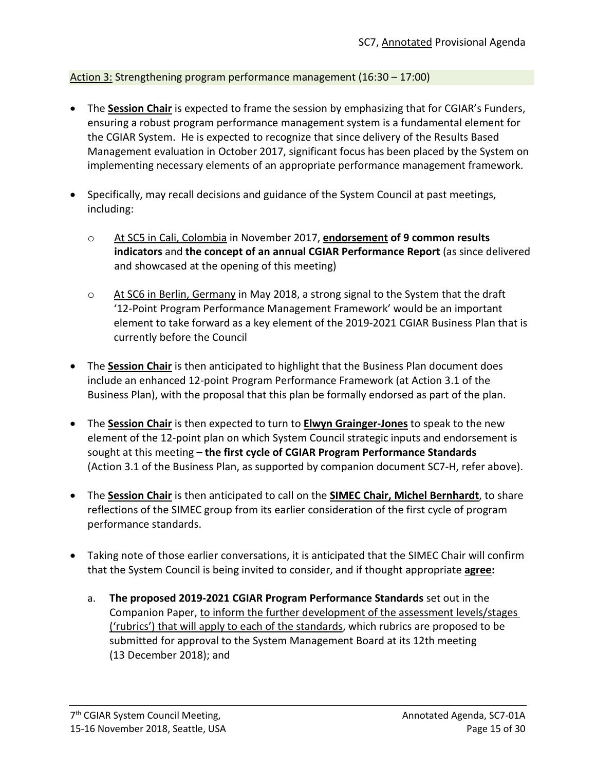Action 3: Strengthening program performance management (16:30 – 17:00)

- The **Session Chair** is expected to frame the session by emphasizing that for CGIAR's Funders, ensuring a robust program performance management system is a fundamental element for the CGIAR System. He is expected to recognize that since delivery of the Results Based Management evaluation in October 2017, significant focus has been placed by the System on implementing necessary elements of an appropriate performance management framework.

- Specifically, may recall decisions and guidance of the System Council at past meetings, including:

  - At SC5 in Cali, Colombia in November 2017, **endorsement of 9 common results indicators** and **the concept of an annual CGIAR Performance Report** (as since delivered and showcased at the opening of this meeting)

  - At SC6 in Berlin, Germany in May 2018, a strong signal to the System that the draft '12-Point Program Performance Management Framework' would be an important element to take forward as a key element of the 2019-2021 CGIAR Business Plan that is currently before the Council

- The **Session Chair** is then anticipated to highlight that the Business Plan document does include an enhanced 12-point Program Performance Framework (at Action 3.1 of the Business Plan), with the proposal that this plan be formally endorsed as part of the plan.

- The **Session Chair** is then expected to turn to **Elwyn Grainger-Jones** to speak to the new element of the 12-point plan on which System Council strategic inputs and endorsement is sought at this meeting – **the first cycle of CGIAR Program Performance Standards** (Action 3.1 of the Business Plan, as supported by companion document SC7-H, refer above).

- The **Session Chair** is then anticipated to call on the **SIMEC Chair, Michel Bernhardt**, to share reflections of the SIMEC group from its earlier consideration of the first cycle of program performance standards.

- Taking note of those earlier conversations, it is anticipated that the SIMEC Chair will confirm that the System Council is being invited to consider, and if thought appropriate **agree:**

  a. **The proposed 2019-2021 CGIAR Program Performance Standards** set out in the Companion Paper, to inform the further development of the assessment levels/stages ('rubrics') that will apply to each of the standards, which rubrics are proposed to be submitted for approval to the System Management Board at its 12th meeting (13 December 2018); and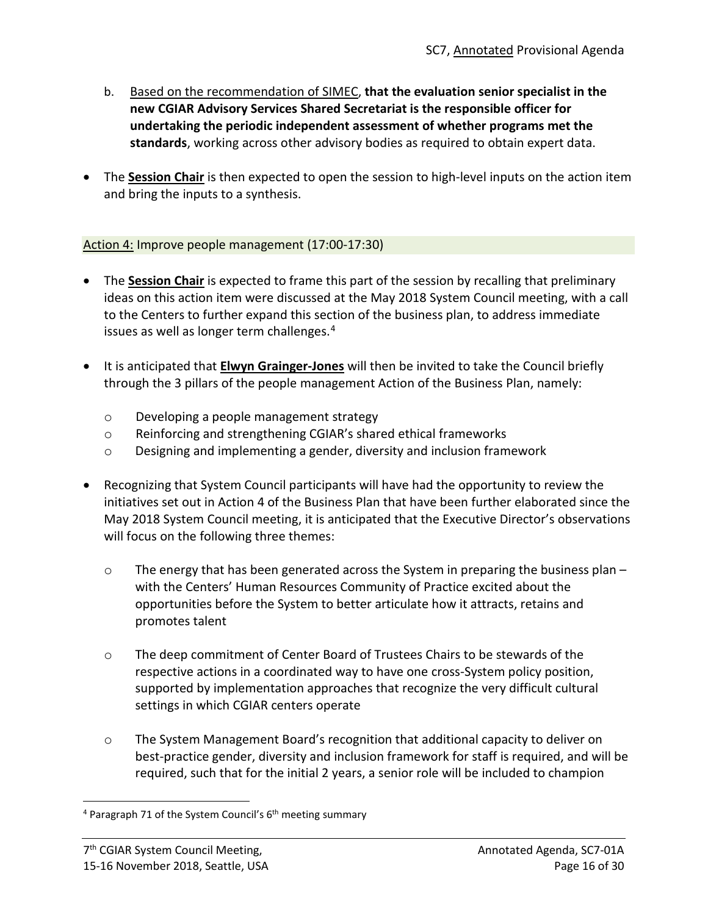b. Based on the recommendation of SIMEC, **that the evaluation senior specialist in the new CGIAR Advisory Services Shared Secretariat is the responsible officer for undertaking the periodic independent assessment of whether programs met the standards**, working across other advisory bodies as required to obtain expert data.

- The **Session Chair** is then expected to open the session to high-level inputs on the action item and bring the inputs to a synthesis.

### Action 4: Improve people management (17:00-17:30)

- The **Session Chair** is expected to frame this part of the session by recalling that preliminary ideas on this action item were discussed at the May 2018 System Council meeting, with a call to the Centers to further expand this section of the business plan, to address immediate issues as well as longer term challenges.[4]
- It is anticipated that **Elwyn Grainger-Jones** will then be invited to take the Council briefly through the 3 pillars of the people management Action of the Business Plan, namely:
  - Developing a people management strategy
  - Reinforcing and strengthening CGIAR's shared ethical frameworks
  - Designing and implementing a gender, diversity and inclusion framework
- Recognizing that System Council participants will have had the opportunity to review the initiatives set out in Action 4 of the Business Plan that have been further elaborated since the May 2018 System Council meeting, it is anticipated that the Executive Director's observations will focus on the following three themes:
  - The energy that has been generated across the System in preparing the business plan – with the Centers' Human Resources Community of Practice excited about the opportunities before the System to better articulate how it attracts, retains and promotes talent
  - The deep commitment of Center Board of Trustees Chairs to be stewards of the respective actions in a coordinated way to have one cross-System policy position, supported by implementation approaches that recognize the very difficult cultural settings in which CGIAR centers operate
  - The System Management Board's recognition that additional capacity to deliver on best-practice gender, diversity and inclusion framework for staff is required, and will be required, such that for the initial 2 years, a senior role will be included to champion

[4] Paragraph 71 of the System Council's 6th meeting summary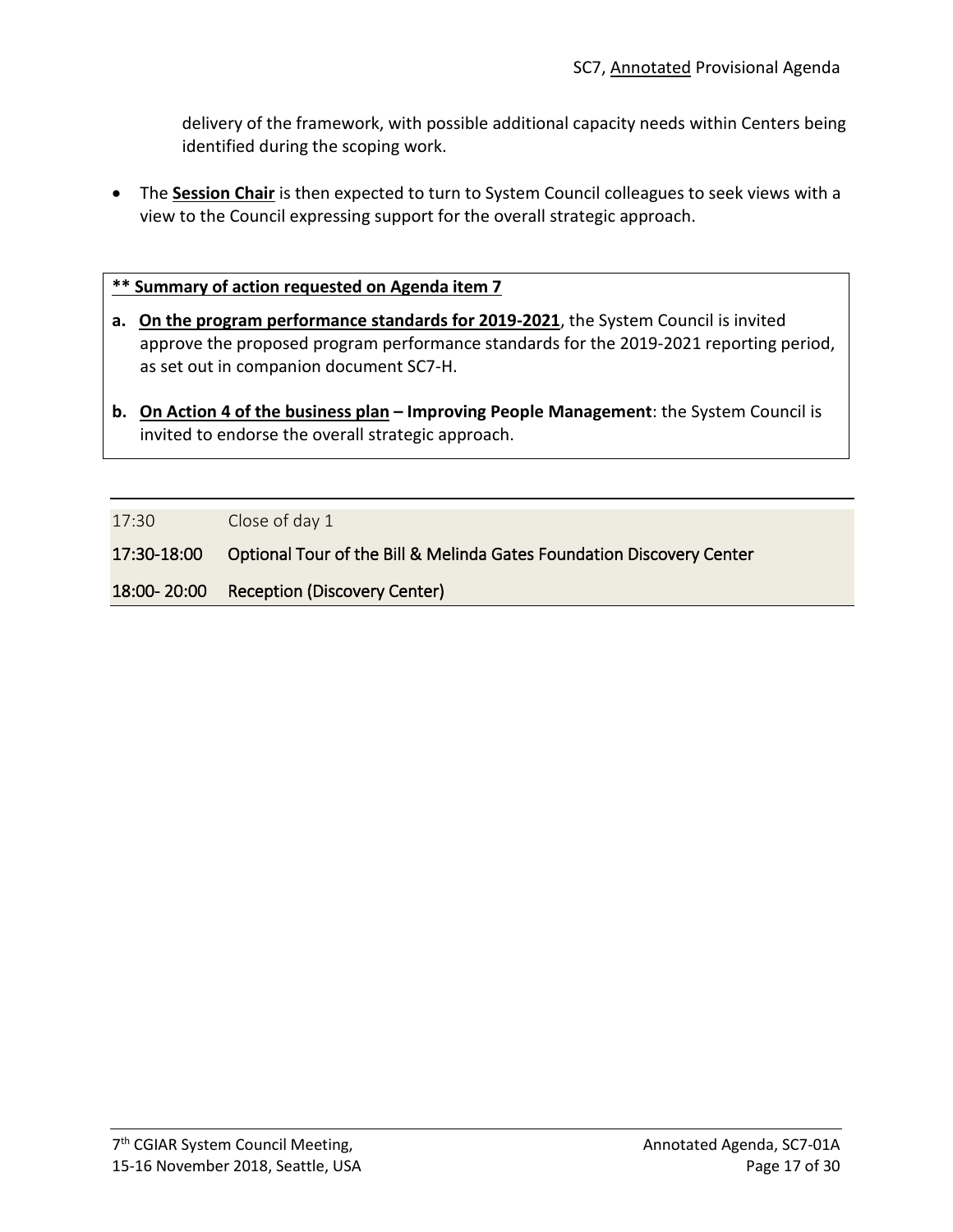delivery of the framework, with possible additional capacity needs within Centers being identified during the scoping work.

- The **Session Chair** is then expected to turn to System Council colleagues to seek views with a view to the Council expressing support for the overall strategic approach.

**** Summary of action requested on Agenda item 7**

**a. On the program performance standards for 2019-2021**, the System Council is invited approve the proposed program performance standards for the 2019-2021 reporting period, as set out in companion document SC7-H.

**b. On Action 4 of the business plan – Improving People Management**: the System Council is invited to endorse the overall strategic approach.

| | |
|---|---|
| 17:30 | Close of day 1 |
| 17:30-18:00 | Optional Tour of the Bill & Melinda Gates Foundation Discovery Center |
| 18:00- 20:00 | Reception (Discovery Center) |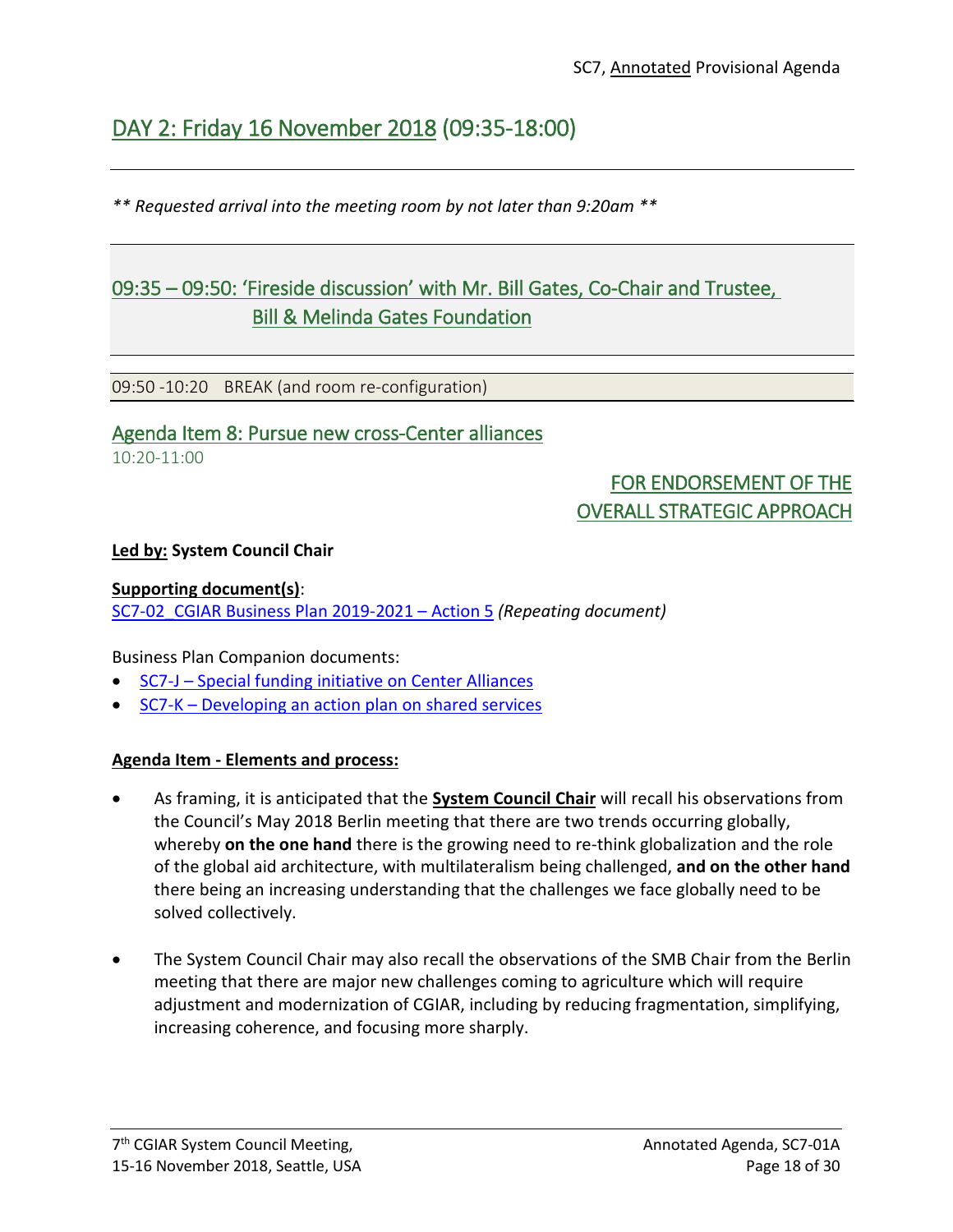## DAY 2: Friday 16 November 2018 (09:35-18:00)

*** Requested arrival into the meeting room by not later than 9:20am ***

### 09:35 – 09:50: 'Fireside discussion' with Mr. Bill Gates, Co-Chair and Trustee, Bill & Melinda Gates Foundation

09:50 -10:20 BREAK (and room re-configuration)

### Agenda Item 8: Pursue new cross-Center alliances

10:20-11:00

FOR ENDORSEMENT OF THE OVERALL STRATEGIC APPROACH

**Led by: System Council Chair**

**Supporting document(s)**:
SC7-02_CGIAR Business Plan 2019-2021 – Action 5 *(Repeating document)*

Business Plan Companion documents:

- SC7-J – Special funding initiative on Center Alliances
- SC7-K – Developing an action plan on shared services

**Agenda Item - Elements and process:**

- As framing, it is anticipated that the **System Council Chair** will recall his observations from the Council's May 2018 Berlin meeting that there are two trends occurring globally, whereby **on the one hand** there is the growing need to re-think globalization and the role of the global aid architecture, with multilateralism being challenged, **and on the other hand** there being an increasing understanding that the challenges we face globally need to be solved collectively.

- The System Council Chair may also recall the observations of the SMB Chair from the Berlin meeting that there are major new challenges coming to agriculture which will require adjustment and modernization of CGIAR, including by reducing fragmentation, simplifying, increasing coherence, and focusing more sharply.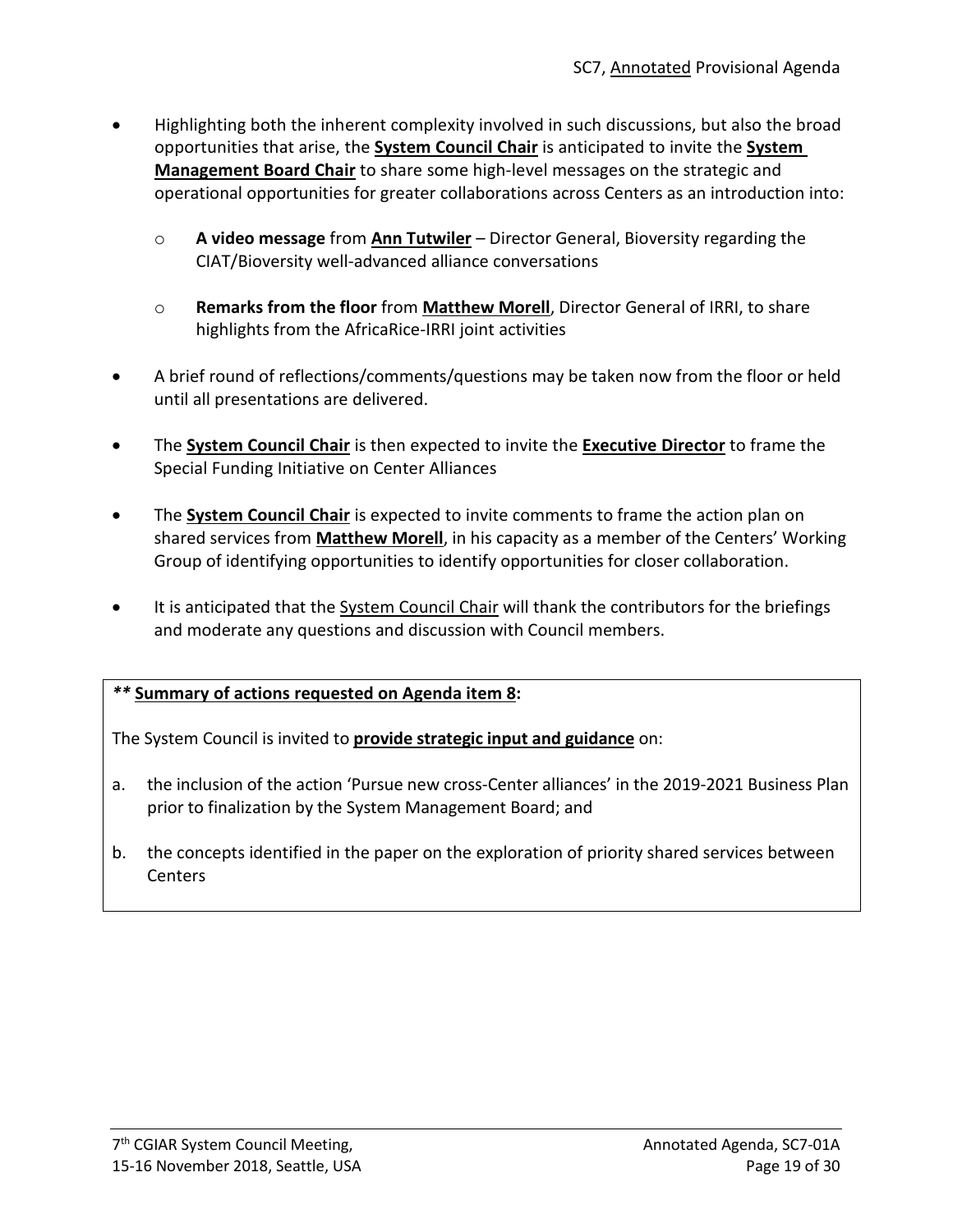- Highlighting both the inherent complexity involved in such discussions, but also the broad opportunities that arise, the **System Council Chair** is anticipated to invite the **System Management Board Chair** to share some high-level messages on the strategic and operational opportunities for greater collaborations across Centers as an introduction into:
  - **A video message** from **Ann Tutwiler** – Director General, Bioversity regarding the CIAT/Bioversity well-advanced alliance conversations
  - **Remarks from the floor** from **Matthew Morell**, Director General of IRRI, to share highlights from the AfricaRice-IRRI joint activities
- A brief round of reflections/comments/questions may be taken now from the floor or held until all presentations are delivered.
- The **System Council Chair** is then expected to invite the **Executive Director** to frame the Special Funding Initiative on Center Alliances
- The **System Council Chair** is expected to invite comments to frame the action plan on shared services from **Matthew Morell**, in his capacity as a member of the Centers' Working Group of identifying opportunities to identify opportunities for closer collaboration.
- It is anticipated that the System Council Chair will thank the contributors for the briefings and moderate any questions and discussion with Council members.

***\* Summary of actions requested on Agenda item 8:***

The System Council is invited to **provide strategic input and guidance** on:

a. the inclusion of the action 'Pursue new cross-Center alliances' in the 2019-2021 Business Plan prior to finalization by the System Management Board; and

b. the concepts identified in the paper on the exploration of priority shared services between Centers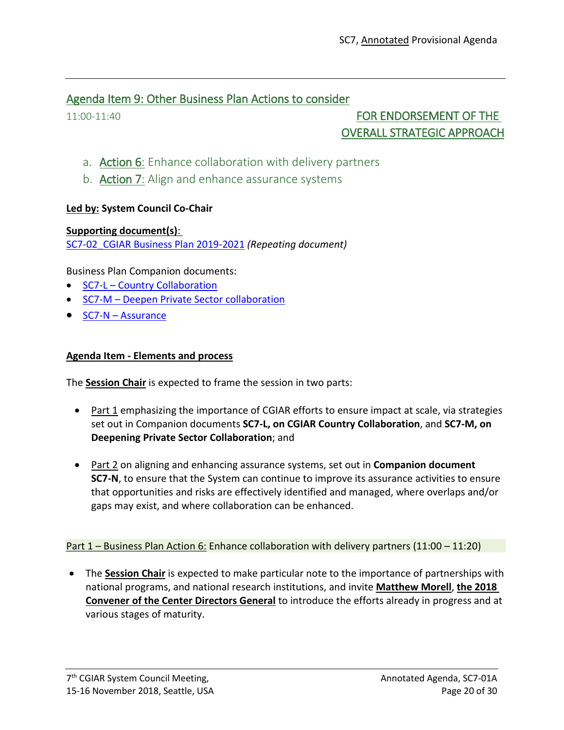## Agenda Item 9: Other Business Plan Actions to consider

11:00-11:40 **FOR ENDORSEMENT OF THE OVERALL STRATEGIC APPROACH**

a. Action 6: Enhance collaboration with delivery partners
b. Action 7: Align and enhance assurance systems

**Led by: System Council Co-Chair**

**Supporting document(s)**:
SC7-02_CGIAR Business Plan 2019-2021 *(Repeating document)*

Business Plan Companion documents:

- SC7-L – Country Collaboration
- SC7-M – Deepen Private Sector collaboration
- SC7-N – Assurance

**Agenda Item - Elements and process**

The **Session Chair** is expected to frame the session in two parts:

- Part 1 emphasizing the importance of CGIAR efforts to ensure impact at scale, via strategies set out in Companion documents **SC7-L, on CGIAR Country Collaboration**, and **SC7-M, on Deepening Private Sector Collaboration**; and
- Part 2 on aligning and enhancing assurance systems, set out in **Companion document SC7-N**, to ensure that the System can continue to improve its assurance activities to ensure that opportunities and risks are effectively identified and managed, where overlaps and/or gaps may exist, and where collaboration can be enhanced.

Part 1 – Business Plan Action 6: Enhance collaboration with delivery partners (11:00 – 11:20)

- The **Session Chair** is expected to make particular note to the importance of partnerships with national programs, and national research institutions, and invite **Matthew Morell**, **the 2018 Convener of the Center Directors General** to introduce the efforts already in progress and at various stages of maturity.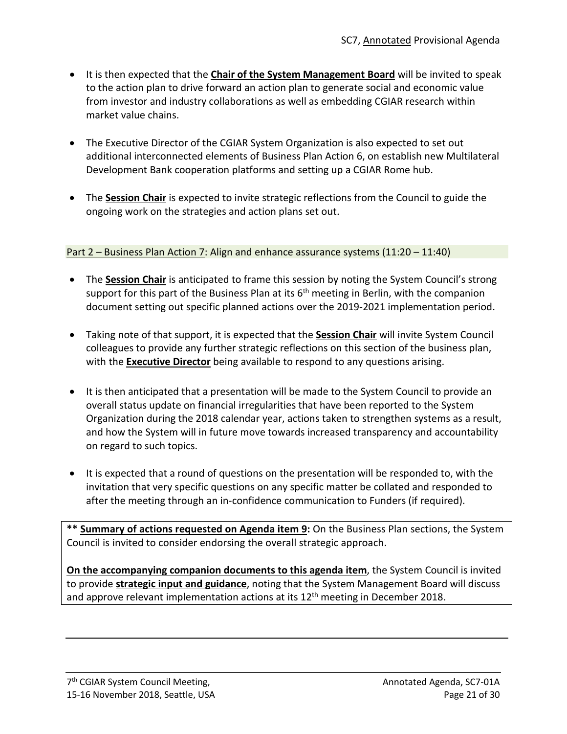- It is then expected that the **Chair of the System Management Board** will be invited to speak to the action plan to drive forward an action plan to generate social and economic value from investor and industry collaborations as well as embedding CGIAR research within market value chains.

- The Executive Director of the CGIAR System Organization is also expected to set out additional interconnected elements of Business Plan Action 6, on establish new Multilateral Development Bank cooperation platforms and setting up a CGIAR Rome hub.

- The **Session Chair** is expected to invite strategic reflections from the Council to guide the ongoing work on the strategies and action plans set out.

Part 2 – Business Plan Action 7: Align and enhance assurance systems (11:20 – 11:40)

- The **Session Chair** is anticipated to frame this session by noting the System Council's strong support for this part of the Business Plan at its 6th meeting in Berlin, with the companion document setting out specific planned actions over the 2019-2021 implementation period.

- Taking note of that support, it is expected that the **Session Chair** will invite System Council colleagues to provide any further strategic reflections on this section of the business plan, with the **Executive Director** being available to respond to any questions arising.

- It is then anticipated that a presentation will be made to the System Council to provide an overall status update on financial irregularities that have been reported to the System Organization during the 2018 calendar year, actions taken to strengthen systems as a result, and how the System will in future move towards increased transparency and accountability on regard to such topics.

- It is expected that a round of questions on the presentation will be responded to, with the invitation that very specific questions on any specific matter be collated and responded to after the meeting through an in-confidence communication to Funders (if required).

**** Summary of actions requested on Agenda item 9:** On the Business Plan sections, the System Council is invited to consider endorsing the overall strategic approach.

**On the accompanying companion documents to this agenda item**, the System Council is invited to provide **strategic input and guidance**, noting that the System Management Board will discuss and approve relevant implementation actions at its 12th meeting in December 2018.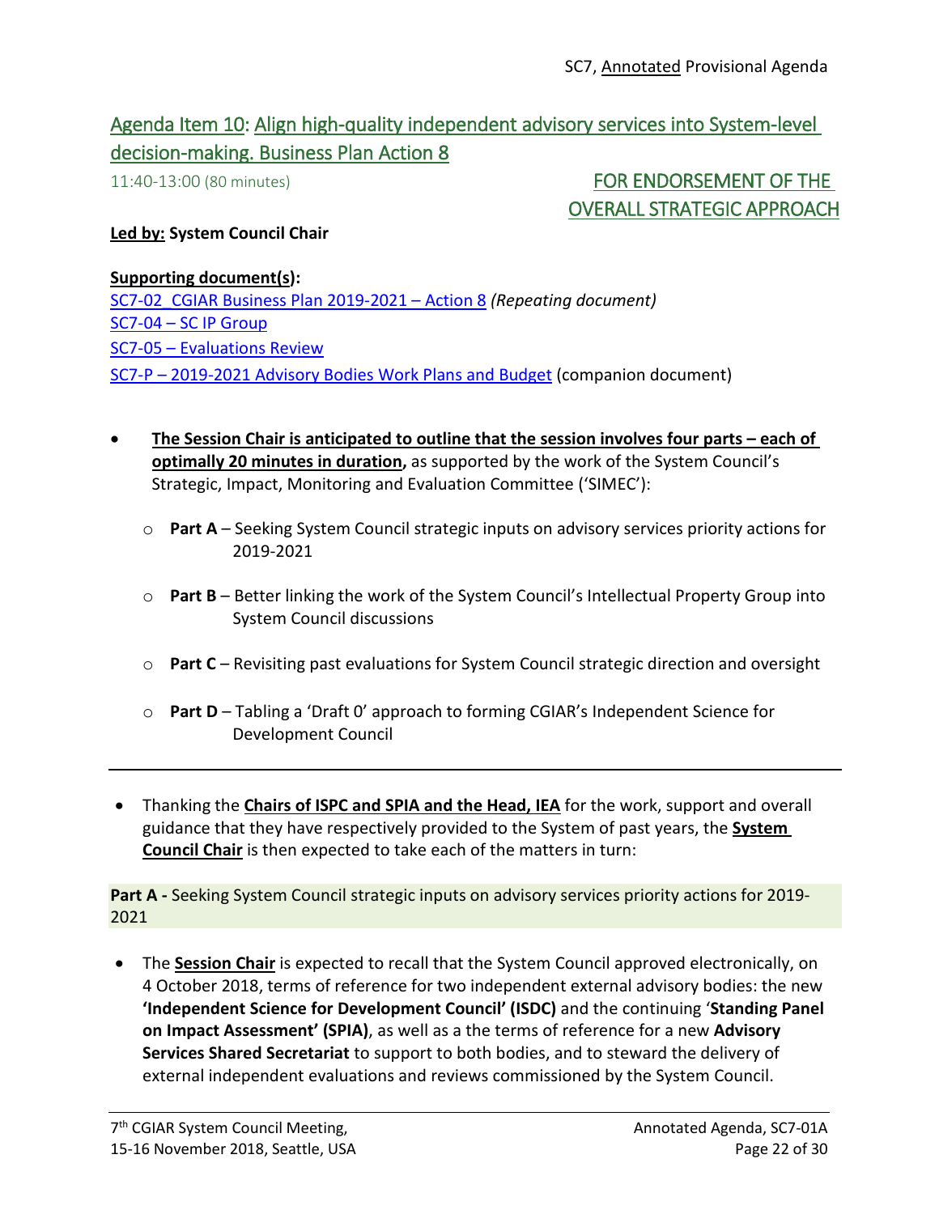## Agenda Item 10: Align high-quality independent advisory services into System-level decision-making. Business Plan Action 8

11:40-13:00 (80 minutes) **FOR ENDORSEMENT OF THE OVERALL STRATEGIC APPROACH**

**Led by: System Council Chair**

**Supporting document(s):**
SC7-02_CGIAR Business Plan 2019-2021 – Action 8 *(Repeating document)*
SC7-04 – SC IP Group
SC7-05 – Evaluations Review
SC7-P – 2019-2021 Advisory Bodies Work Plans and Budget (companion document)

- **The Session Chair is anticipated to outline that the session involves four parts – each of optimally 20 minutes in duration,** as supported by the work of the System Council's Strategic, Impact, Monitoring and Evaluation Committee ('SIMEC'):
  - **Part A** – Seeking System Council strategic inputs on advisory services priority actions for 2019-2021
  - **Part B** – Better linking the work of the System Council's Intellectual Property Group into System Council discussions
  - **Part C** – Revisiting past evaluations for System Council strategic direction and oversight
  - **Part D** – Tabling a 'Draft 0' approach to forming CGIAR's Independent Science for Development Council

---

- Thanking the **Chairs of ISPC and SPIA and the Head, IEA** for the work, support and overall guidance that they have respectively provided to the System of past years, the **System Council Chair** is then expected to take each of the matters in turn:

**Part A -** Seeking System Council strategic inputs on advisory services priority actions for 2019-2021

- The **Session Chair** is expected to recall that the System Council approved electronically, on 4 October 2018, terms of reference for two independent external advisory bodies: the new **'Independent Science for Development Council' (ISDC)** and the continuing '**Standing Panel on Impact Assessment' (SPIA)**, as well as a the terms of reference for a new **Advisory Services Shared Secretariat** to support to both bodies, and to steward the delivery of external independent evaluations and reviews commissioned by the System Council.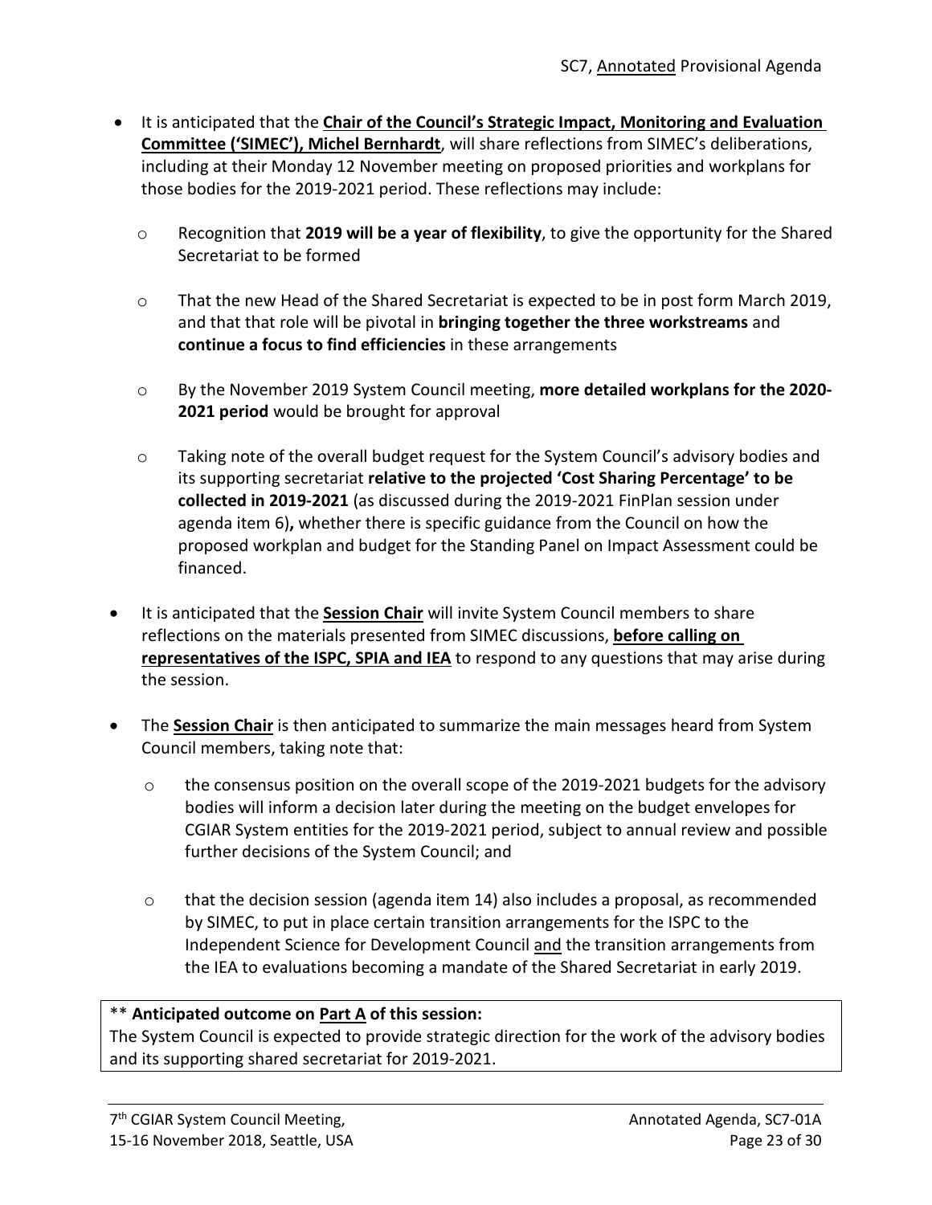- It is anticipated that the **Chair of the Council's Strategic Impact, Monitoring and Evaluation Committee ('SIMEC'), Michel Bernhardt**, will share reflections from SIMEC's deliberations, including at their Monday 12 November meeting on proposed priorities and workplans for those bodies for the 2019-2021 period. These reflections may include:
  - Recognition that **2019 will be a year of flexibility**, to give the opportunity for the Shared Secretariat to be formed
  - That the new Head of the Shared Secretariat is expected to be in post form March 2019, and that that role will be pivotal in **bringing together the three workstreams** and **continue a focus to find efficiencies** in these arrangements
  - By the November 2019 System Council meeting, **more detailed workplans for the 2020-2021 period** would be brought for approval
  - Taking note of the overall budget request for the System Council's advisory bodies and its supporting secretariat **relative to the projected 'Cost Sharing Percentage' to be collected in 2019-2021** (as discussed during the 2019-2021 FinPlan session under agenda item 6)**,** whether there is specific guidance from the Council on how the proposed workplan and budget for the Standing Panel on Impact Assessment could be financed.
- It is anticipated that the **Session Chair** will invite System Council members to share reflections on the materials presented from SIMEC discussions, **before calling on representatives of the ISPC, SPIA and IEA** to respond to any questions that may arise during the session.
- The **Session Chair** is then anticipated to summarize the main messages heard from System Council members, taking note that:
  - the consensus position on the overall scope of the 2019-2021 budgets for the advisory bodies will inform a decision later during the meeting on the budget envelopes for CGIAR System entities for the 2019-2021 period, subject to annual review and possible further decisions of the System Council; and
  - that the decision session (agenda item 14) also includes a proposal, as recommended by SIMEC, to put in place certain transition arrangements for the ISPC to the Independent Science for Development Council and the transition arrangements from the IEA to evaluations becoming a mandate of the Shared Secretariat in early 2019.

** **Anticipated outcome on Part A of this session:**
The System Council is expected to provide strategic direction for the work of the advisory bodies and its supporting shared secretariat for 2019-2021.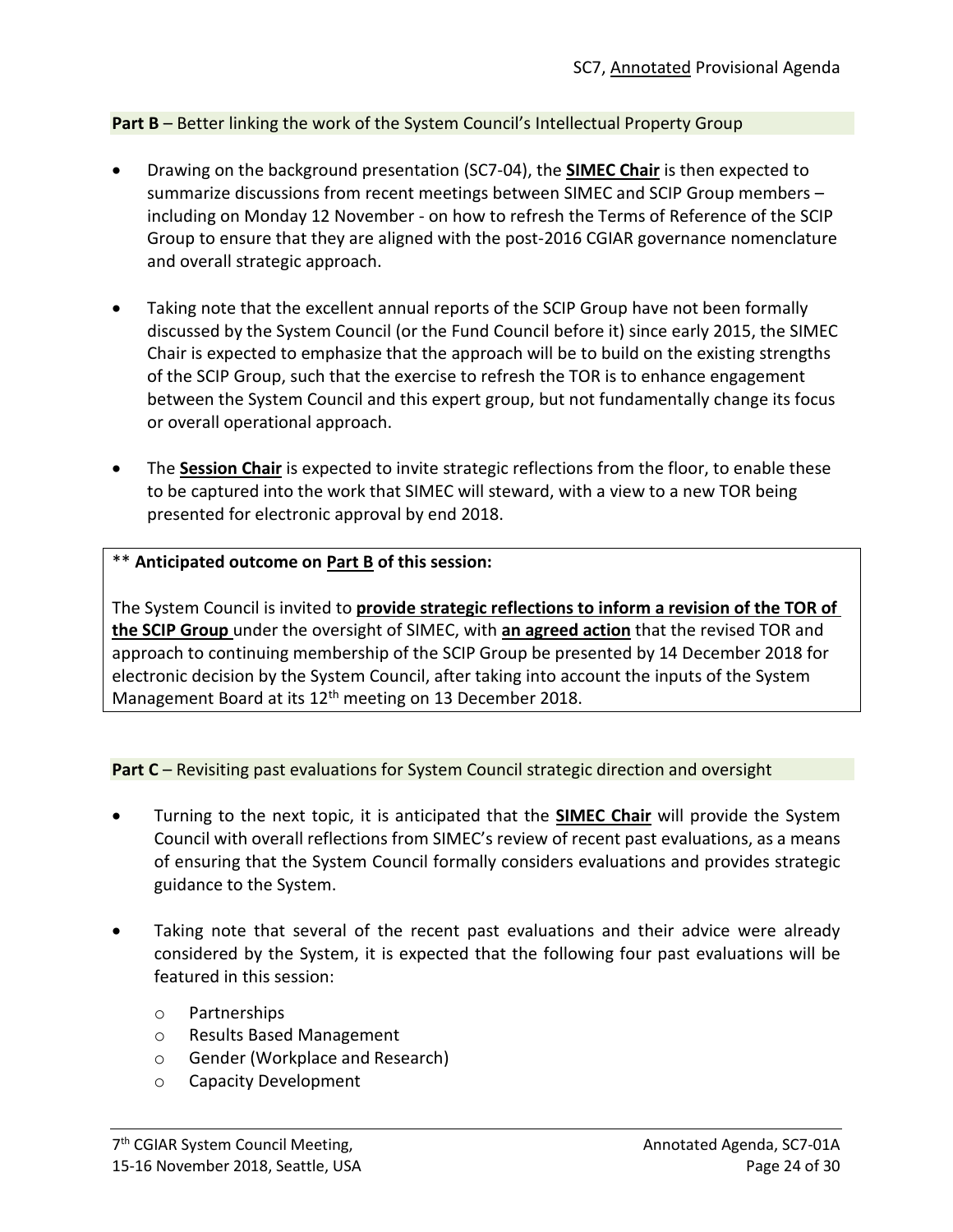**Part B** – Better linking the work of the System Council's Intellectual Property Group

- Drawing on the background presentation (SC7-04), the **SIMEC Chair** is then expected to summarize discussions from recent meetings between SIMEC and SCIP Group members – including on Monday 12 November - on how to refresh the Terms of Reference of the SCIP Group to ensure that they are aligned with the post-2016 CGIAR governance nomenclature and overall strategic approach.
- Taking note that the excellent annual reports of the SCIP Group have not been formally discussed by the System Council (or the Fund Council before it) since early 2015, the SIMEC Chair is expected to emphasize that the approach will be to build on the existing strengths of the SCIP Group, such that the exercise to refresh the TOR is to enhance engagement between the System Council and this expert group, but not fundamentally change its focus or overall operational approach.
- The **Session Chair** is expected to invite strategic reflections from the floor, to enable these to be captured into the work that SIMEC will steward, with a view to a new TOR being presented for electronic approval by end 2018.

> ** **Anticipated outcome on Part B of this session:**
>
> The System Council is invited to **provide strategic reflections to inform a revision of the TOR of the SCIP Group** under the oversight of SIMEC, with **an agreed action** that the revised TOR and approach to continuing membership of the SCIP Group be presented by 14 December 2018 for electronic decision by the System Council, after taking into account the inputs of the System Management Board at its 12th meeting on 13 December 2018.

**Part C** – Revisiting past evaluations for System Council strategic direction and oversight

- Turning to the next topic, it is anticipated that the **SIMEC Chair** will provide the System Council with overall reflections from SIMEC's review of recent past evaluations, as a means of ensuring that the System Council formally considers evaluations and provides strategic guidance to the System.
- Taking note that several of the recent past evaluations and their advice were already considered by the System, it is expected that the following four past evaluations will be featured in this session:
  - Partnerships
  - Results Based Management
  - Gender (Workplace and Research)
  - Capacity Development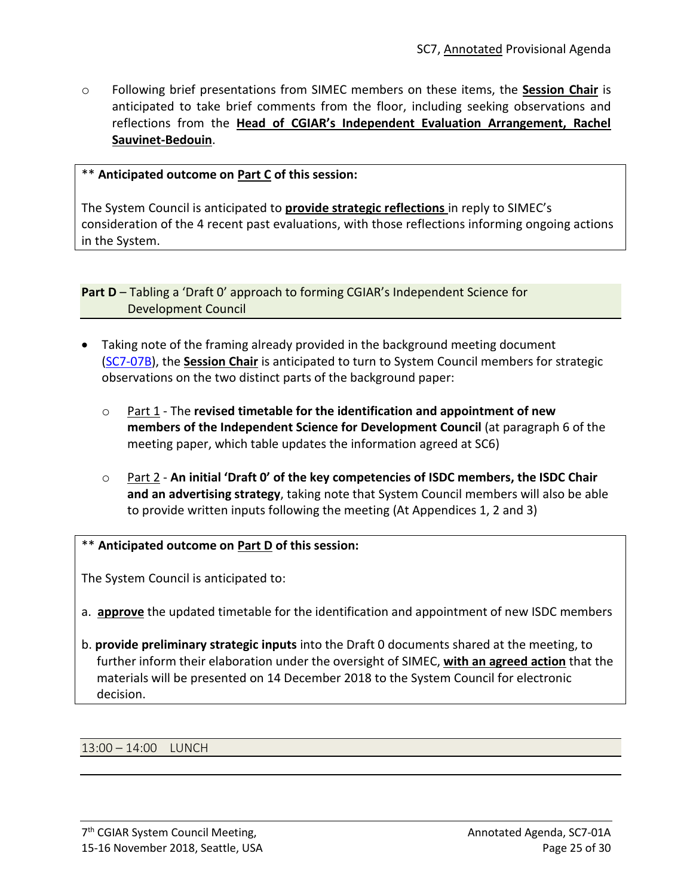- Following brief presentations from SIMEC members on these items, the **Session Chair** is anticipated to take brief comments from the floor, including seeking observations and reflections from the **Head of CGIAR's Independent Evaluation Arrangement, Rachel Sauvinet-Bedouin**.

** **Anticipated outcome on Part C of this session:**

The System Council is anticipated to **provide strategic reflections** in reply to SIMEC's consideration of the 4 recent past evaluations, with those reflections informing ongoing actions in the System.

**Part D** – Tabling a 'Draft 0' approach to forming CGIAR's Independent Science for Development Council

- Taking note of the framing already provided in the background meeting document (SC7-07B), the **Session Chair** is anticipated to turn to System Council members for strategic observations on the two distinct parts of the background paper:
  - Part 1 - The **revised timetable for the identification and appointment of new members of the Independent Science for Development Council** (at paragraph 6 of the meeting paper, which table updates the information agreed at SC6)
  - Part 2 - **An initial 'Draft 0' of the key competencies of ISDC members, the ISDC Chair and an advertising strategy**, taking note that System Council members will also be able to provide written inputs following the meeting (At Appendices 1, 2 and 3)

** **Anticipated outcome on Part D of this session:**

The System Council is anticipated to:

a. **approve** the updated timetable for the identification and appointment of new ISDC members

b. **provide preliminary strategic inputs** into the Draft 0 documents shared at the meeting, to further inform their elaboration under the oversight of SIMEC, **with an agreed action** that the materials will be presented on 14 December 2018 to the System Council for electronic decision.

13:00 – 14:00 LUNCH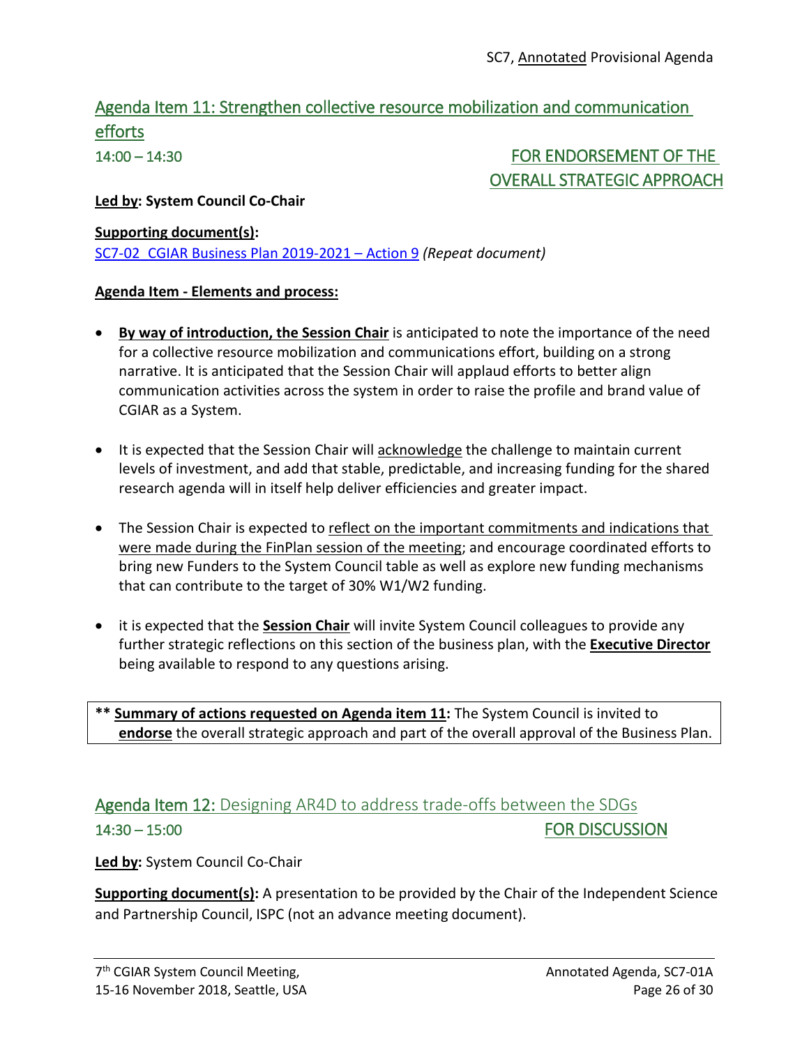## Agenda Item 11: Strengthen collective resource mobilization and communication efforts

14:00 – 14:30 **FOR ENDORSEMENT OF THE OVERALL STRATEGIC APPROACH**

**Led by: System Council Co-Chair**

**Supporting document(s):**
SC7-02_CGIAR Business Plan 2019-2021 – Action 9 *(Repeat document)*

**Agenda Item - Elements and process:**

- **By way of introduction, the Session Chair** is anticipated to note the importance of the need for a collective resource mobilization and communications effort, building on a strong narrative. It is anticipated that the Session Chair will applaud efforts to better align communication activities across the system in order to raise the profile and brand value of CGIAR as a System.

- It is expected that the Session Chair will acknowledge the challenge to maintain current levels of investment, and add that stable, predictable, and increasing funding for the shared research agenda will in itself help deliver efficiencies and greater impact.

- The Session Chair is expected to reflect on the important commitments and indications that were made during the FinPlan session of the meeting; and encourage coordinated efforts to bring new Funders to the System Council table as well as explore new funding mechanisms that can contribute to the target of 30% W1/W2 funding.

- it is expected that the **Session Chair** will invite System Council colleagues to provide any further strategic reflections on this section of the business plan, with the **Executive Director** being available to respond to any questions arising.

** **Summary of actions requested on Agenda item 11:** The System Council is invited to **endorse** the overall strategic approach and part of the overall approval of the Business Plan.

## Agenda Item 12: Designing AR4D to address trade-offs between the SDGs

14:30 – 15:00 **FOR DISCUSSION**

**Led by:** System Council Co-Chair

**Supporting document(s):** A presentation to be provided by the Chair of the Independent Science and Partnership Council, ISPC (not an advance meeting document).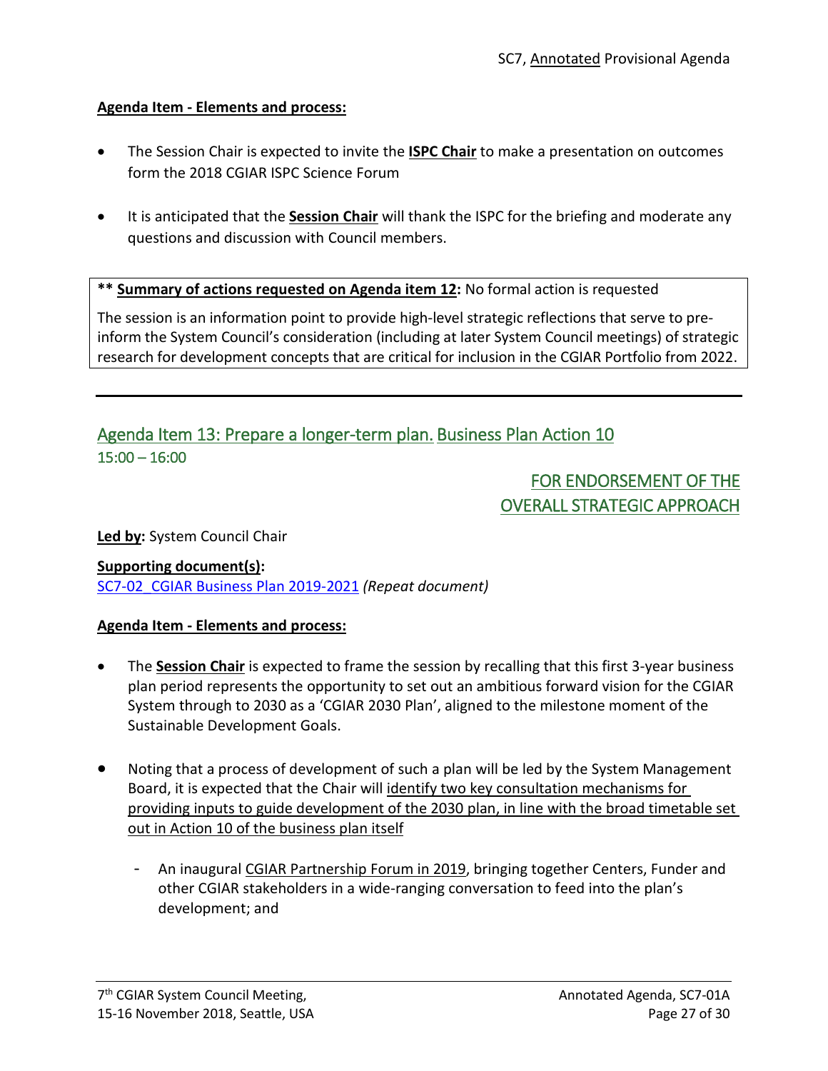**Agenda Item - Elements and process:**

- The Session Chair is expected to invite the **ISPC Chair** to make a presentation on outcomes form the 2018 CGIAR ISPC Science Forum
- It is anticipated that the **Session Chair** will thank the ISPC for the briefing and moderate any questions and discussion with Council members.

> ** **Summary of actions requested on Agenda item 12:** No formal action is requested
>
> The session is an information point to provide high-level strategic reflections that serve to pre-inform the System Council's consideration (including at later System Council meetings) of strategic research for development concepts that are critical for inclusion in the CGIAR Portfolio from 2022.

---

## Agenda Item 13: Prepare a longer-term plan. Business Plan Action 10

15:00 – 16:00

FOR ENDORSEMENT OF THE OVERALL STRATEGIC APPROACH

**Led by:** System Council Chair

**Supporting document(s):**
SC7-02_CGIAR Business Plan 2019-2021 *(Repeat document)*

**Agenda Item - Elements and process:**

- The **Session Chair** is expected to frame the session by recalling that this first 3-year business plan period represents the opportunity to set out an ambitious forward vision for the CGIAR System through to 2030 as a 'CGIAR 2030 Plan', aligned to the milestone moment of the Sustainable Development Goals.
- Noting that a process of development of such a plan will be led by the System Management Board, it is expected that the Chair will identify two key consultation mechanisms for providing inputs to guide development of the 2030 plan, in line with the broad timetable set out in Action 10 of the business plan itself
  - An inaugural CGIAR Partnership Forum in 2019, bringing together Centers, Funder and other CGIAR stakeholders in a wide-ranging conversation to feed into the plan's development; and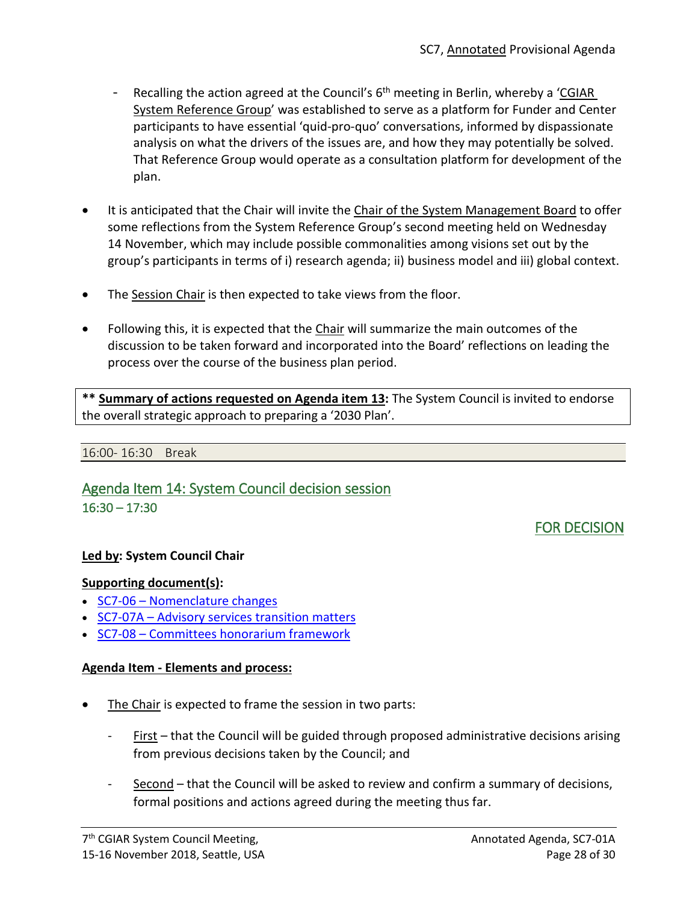- Recalling the action agreed at the Council's 6th meeting in Berlin, whereby a 'CGIAR System Reference Group' was established to serve as a platform for Funder and Center participants to have essential 'quid-pro-quo' conversations, informed by dispassionate analysis on what the drivers of the issues are, and how they may potentially be solved. That Reference Group would operate as a consultation platform for development of the plan.

- It is anticipated that the Chair will invite the Chair of the System Management Board to offer some reflections from the System Reference Group's second meeting held on Wednesday 14 November, which may include possible commonalities among visions set out by the group's participants in terms of i) research agenda; ii) business model and iii) global context.

- The Session Chair is then expected to take views from the floor.

- Following this, it is expected that the Chair will summarize the main outcomes of the discussion to be taken forward and incorporated into the Board' reflections on leading the process over the course of the business plan period.

> **\*\* Summary of actions requested on Agenda item 13:** The System Council is invited to endorse the overall strategic approach to preparing a '2030 Plan'.

16:00- 16:30 Break

## Agenda Item 14: System Council decision session

16:30 – 17:30

FOR DECISION

**Led by: System Council Chair**

**Supporting document(s):**

- SC7-06 – Nomenclature changes
- SC7-07A – Advisory services transition matters
- SC7-08 – Committees honorarium framework

**Agenda Item - Elements and process:**

- The Chair is expected to frame the session in two parts:
  - First – that the Council will be guided through proposed administrative decisions arising from previous decisions taken by the Council; and
  - Second – that the Council will be asked to review and confirm a summary of decisions, formal positions and actions agreed during the meeting thus far.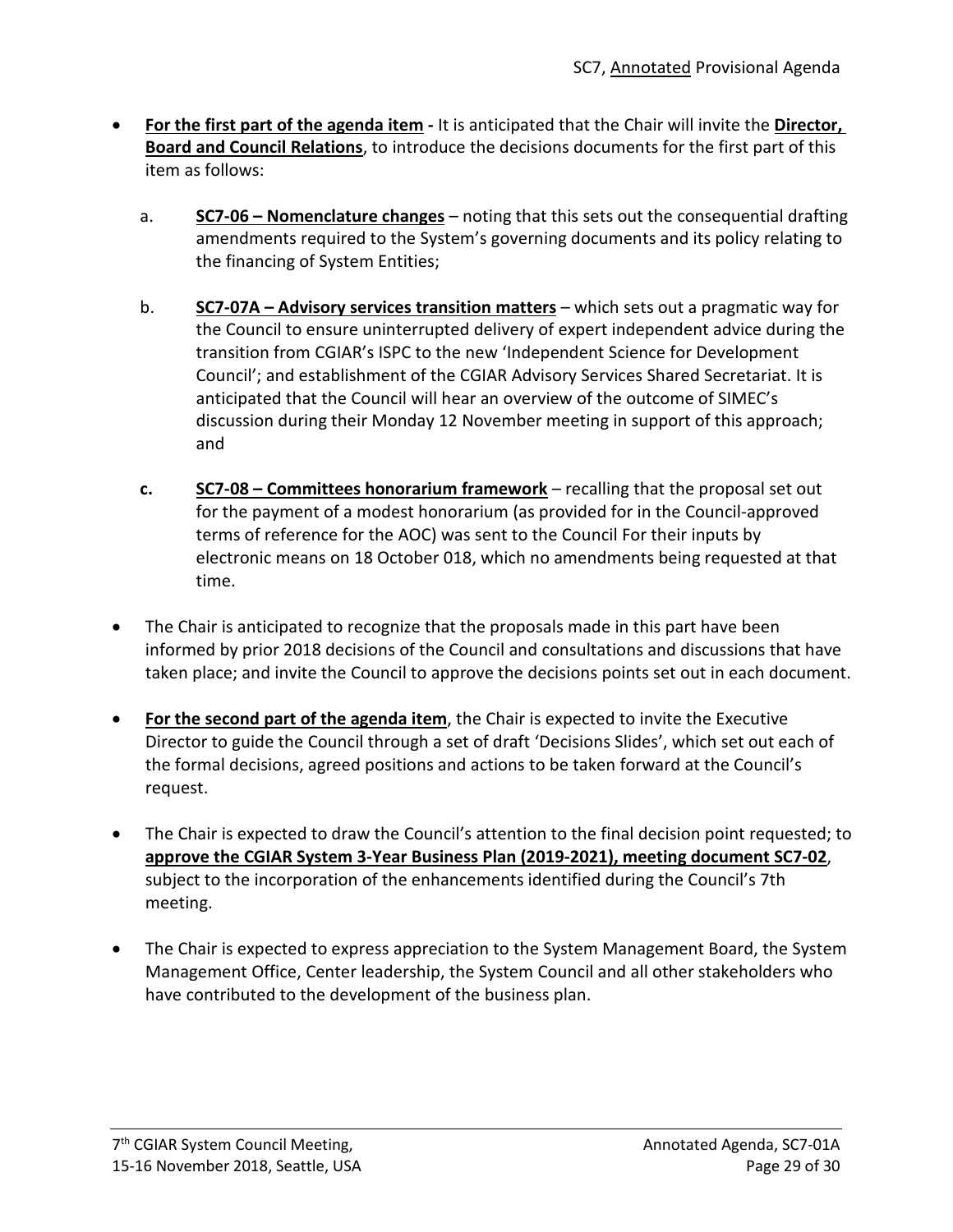- **For the first part of the agenda item -** It is anticipated that the Chair will invite the **Director, Board and Council Relations**, to introduce the decisions documents for the first part of this item as follows:

    a. **SC7-06 – Nomenclature changes** – noting that this sets out the consequential drafting amendments required to the System's governing documents and its policy relating to the financing of System Entities;

    b. **SC7-07A – Advisory services transition matters** – which sets out a pragmatic way for the Council to ensure uninterrupted delivery of expert independent advice during the transition from CGIAR's ISPC to the new 'Independent Science for Development Council'; and establishment of the CGIAR Advisory Services Shared Secretariat. It is anticipated that the Council will hear an overview of the outcome of SIMEC's discussion during their Monday 12 November meeting in support of this approach; and

    **c.** **SC7-08 – Committees honorarium framework** – recalling that the proposal set out for the payment of a modest honorarium (as provided for in the Council-approved terms of reference for the AOC) was sent to the Council For their inputs by electronic means on 18 October 018, which no amendments being requested at that time.

- The Chair is anticipated to recognize that the proposals made in this part have been informed by prior 2018 decisions of the Council and consultations and discussions that have taken place; and invite the Council to approve the decisions points set out in each document.

- **For the second part of the agenda item**, the Chair is expected to invite the Executive Director to guide the Council through a set of draft 'Decisions Slides', which set out each of the formal decisions, agreed positions and actions to be taken forward at the Council's request.

- The Chair is expected to draw the Council's attention to the final decision point requested; to **approve the CGIAR System 3-Year Business Plan (2019-2021), meeting document SC7-02**, subject to the incorporation of the enhancements identified during the Council's 7th meeting.

- The Chair is expected to express appreciation to the System Management Board, the System Management Office, Center leadership, the System Council and all other stakeholders who have contributed to the development of the business plan.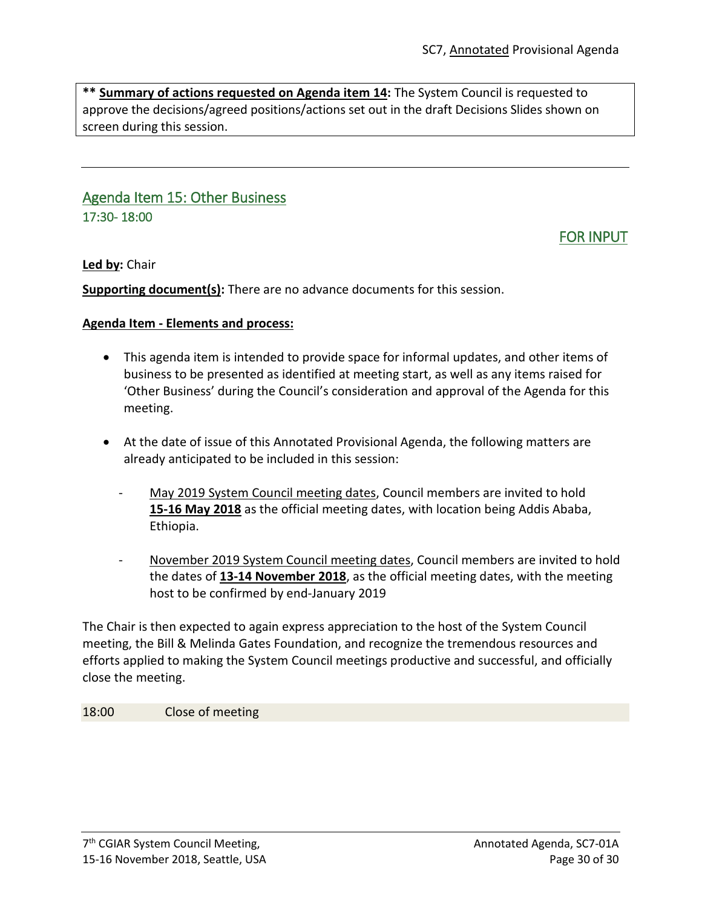** **Summary of actions requested on Agenda item 14:** The System Council is requested to approve the decisions/agreed positions/actions set out in the draft Decisions Slides shown on screen during this session.

---

## Agenda Item 15: Other Business

17:30- 18:00

FOR INPUT

**Led by:** Chair

**Supporting document(s):** There are no advance documents for this session.

**Agenda Item - Elements and process:**

- This agenda item is intended to provide space for informal updates, and other items of business to be presented as identified at meeting start, as well as any items raised for 'Other Business' during the Council's consideration and approval of the Agenda for this meeting.

- At the date of issue of this Annotated Provisional Agenda, the following matters are already anticipated to be included in this session:

  - May 2019 System Council meeting dates, Council members are invited to hold **15-16 May 2018** as the official meeting dates, with location being Addis Ababa, Ethiopia.

  - November 2019 System Council meeting dates, Council members are invited to hold the dates of **13-14 November 2018**, as the official meeting dates, with the meeting host to be confirmed by end-January 2019

The Chair is then expected to again express appreciation to the host of the System Council meeting, the Bill & Melinda Gates Foundation, and recognize the tremendous resources and efforts applied to making the System Council meetings productive and successful, and officially close the meeting.

| | |
|---|---|
| 18:00 | Close of meeting |